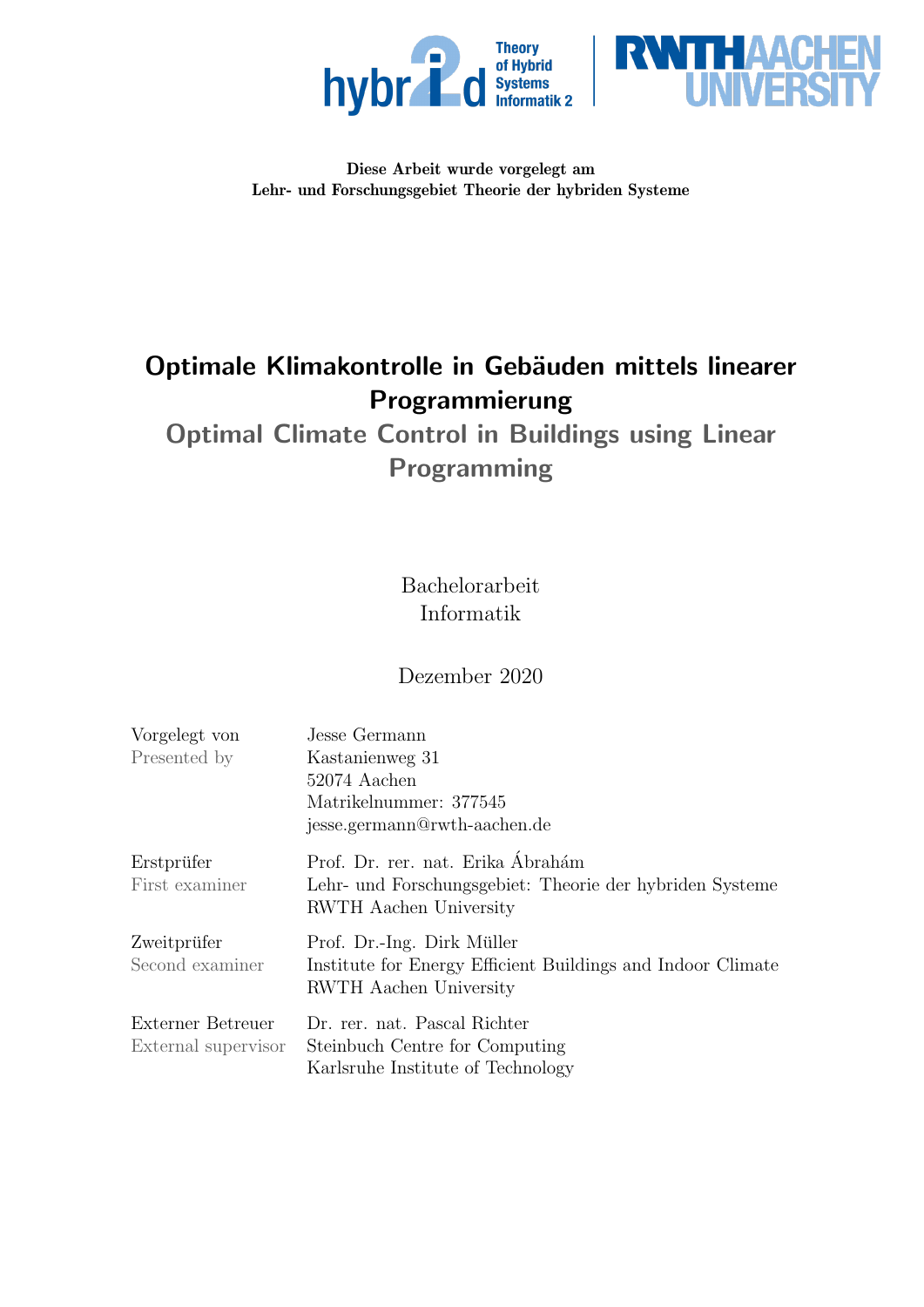Diese Arbeit wurde vorgelegt am
Lehr- und Forschungsgebiet Theorie der hybriden Systeme

# Optimale Klimakontrolle in Gebäuden mittels linearer Programmierung

## Optimal Climate Control in Buildings using Linear Programming

Bachelorarbeit
Informatik

Dezember 2020

| | |
|---|---|
| Vorgelegt von<br>Presented by | Jesse Germann<br>Kastanienweg 31<br>52074 Aachen<br>Matrikelnummer: 377545<br>jesse.germann@rwth-aachen.de |
| Erstprüfer<br>First examiner | Prof. Dr. rer. nat. Erika Ábrahám<br>Lehr- und Forschungsgebiet: Theorie der hybriden Systeme<br>RWTH Aachen University |
| Zweitprüfer<br>Second examiner | Prof. Dr.-Ing. Dirk Müller<br>Institute for Energy Efficient Buildings and Indoor Climate<br>RWTH Aachen University |
| Externer Betreuer<br>External supervisor | Dr. rer. nat. Pascal Richter<br>Steinbuch Centre for Computing<br>Karlsruhe Institute of Technology |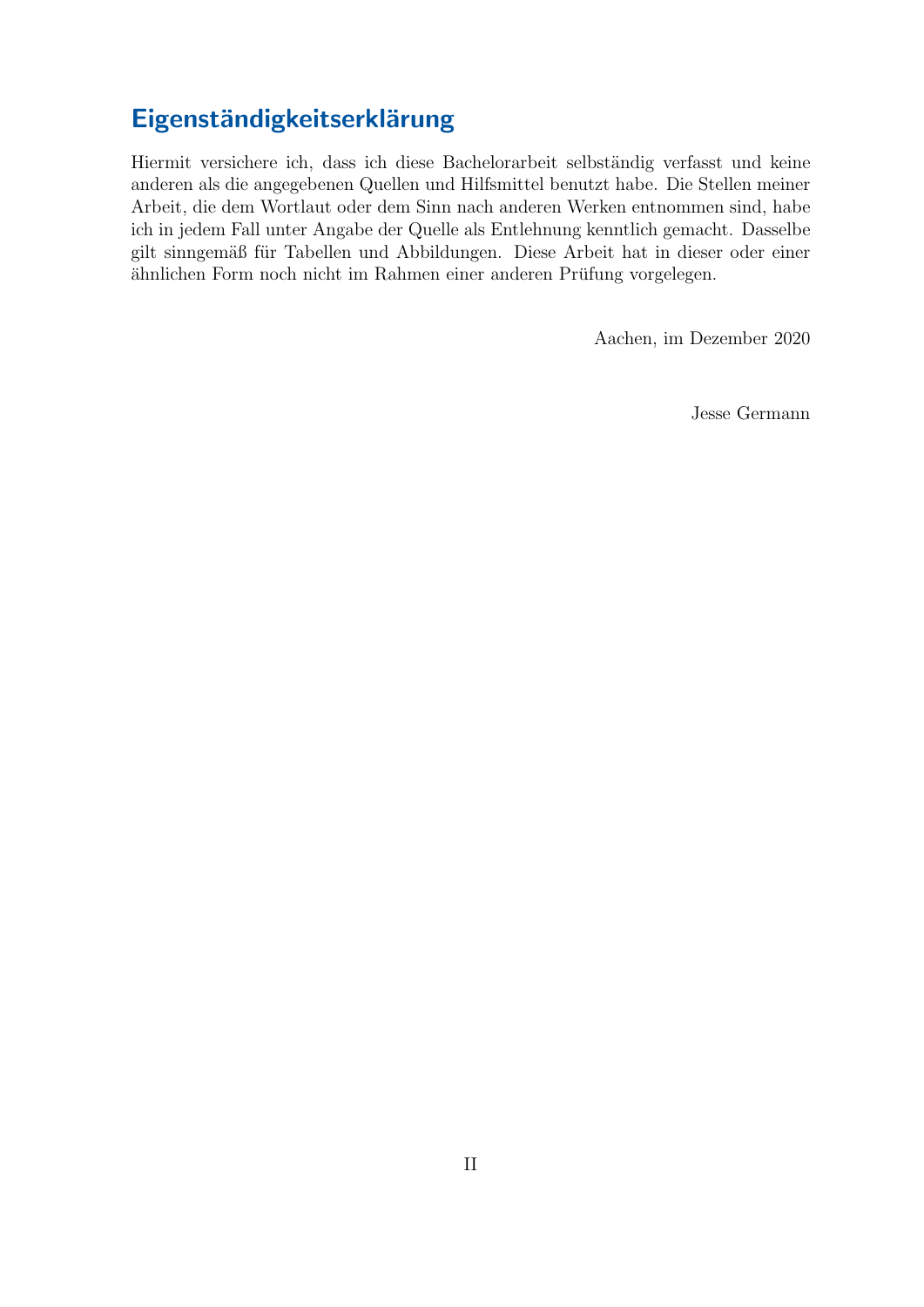# Eigenständigkeitserklärung

Hiermit versichere ich, dass ich diese Bachelorarbeit selbständig verfasst und keine anderen als die angegebenen Quellen und Hilfsmittel benutzt habe. Die Stellen meiner Arbeit, die dem Wortlaut oder dem Sinn nach anderen Werken entnommen sind, habe ich in jedem Fall unter Angabe der Quelle als Entlehnung kenntlich gemacht. Dasselbe gilt sinngemäß für Tabellen und Abbildungen. Diese Arbeit hat in dieser oder einer ähnlichen Form noch nicht im Rahmen einer anderen Prüfung vorgelegen.

Aachen, im Dezember 2020

Jesse Germann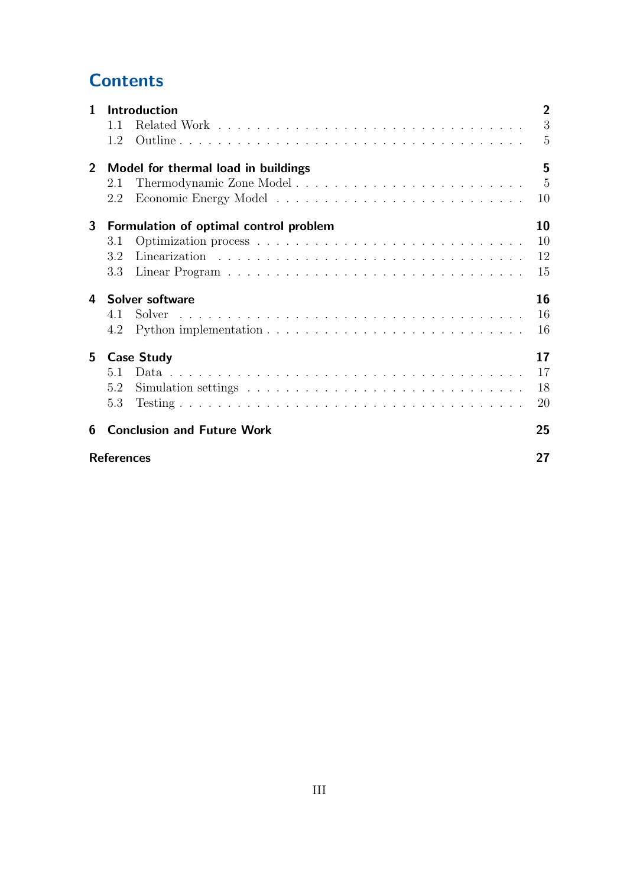# Contents

| | | |
|---|---|---|
| **1** | **Introduction** | **2** |
| 1.1 | Related Work | 3 |
| 1.2 | Outline | 5 |
| **2** | **Model for thermal load in buildings** | **5** |
| 2.1 | Thermodynamic Zone Model | 5 |
| 2.2 | Economic Energy Model | 10 |
| **3** | **Formulation of optimal control problem** | **10** |
| 3.1 | Optimization process | 10 |
| 3.2 | Linearization | 12 |
| 3.3 | Linear Program | 15 |
| **4** | **Solver software** | **16** |
| 4.1 | Solver | 16 |
| 4.2 | Python implementation | 16 |
| **5** | **Case Study** | **17** |
| 5.1 | Data | 17 |
| 5.2 | Simulation settings | 18 |
| 5.3 | Testing | 20 |
| **6** | **Conclusion and Future Work** | **25** |
| | **References** | **27** |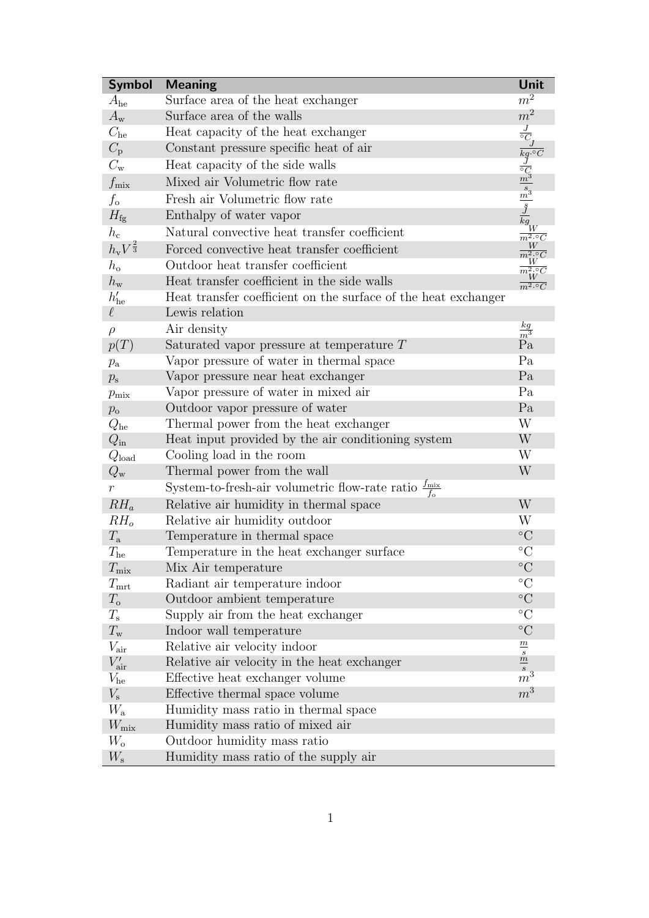| Symbol | Meaning | Unit |
|---|---|---|
| $A_{\text{he}}$ | Surface area of the heat exchanger | $m^2$ |
| $A_{\text{w}}$ | Surface area of the walls | $m^2$ |
| $C_{\text{he}}$ | Heat capacity of the heat exchanger | $\frac{J}{°C}$ |
| $C_{\text{p}}$ | Constant pressure specific heat of air | $\frac{J}{kg \cdot °C}$ |
| $C_{\text{w}}$ | Heat capacity of the side walls | $\frac{J}{°C}$ |
| $f_{\text{mix}}$ | Mixed air Volumetric flow rate | $\frac{m^3}{s}$ |
| $f_{\text{o}}$ | Fresh air Volumetric flow rate | $\frac{m^3}{s}$ |
| $H_{\text{fg}}$ | Enthalpy of water vapor | $\frac{J}{kg}$ |
| $h_{\text{c}}$ | Natural convective heat transfer coefficient | $\frac{W}{m^2 \cdot °C}$ |
| $h_{\text{v}} V^{\frac{2}{3}}$ | Forced convective heat transfer coefficient | $\frac{W}{m^2 \cdot °C}$ |
| $h_{\text{o}}$ | Outdoor heat transfer coefficient | $\frac{W}{m^2 \cdot °C}$ |
| $h_{\text{w}}$ | Heat transfer coefficient in the side walls | $\frac{W}{m^2 \cdot °C}$ |
| $h'_{\text{he}}$ | Heat transfer coefficient on the surface of the heat exchanger | |
| $\ell$ | Lewis relation | |
| $\rho$ | Air density | $\frac{kg}{m^3}$ |
| $p(T)$ | Saturated vapor pressure at temperature $T$ | Pa |
| $p_{\text{a}}$ | Vapor pressure of water in thermal space | Pa |
| $p_{\text{s}}$ | Vapor pressure near heat exchanger | Pa |
| $p_{\text{mix}}$ | Vapor pressure of water in mixed air | Pa |
| $p_{\text{o}}$ | Outdoor vapor pressure of water | Pa |
| $Q_{\text{he}}$ | Thermal power from the heat exchanger | W |
| $Q_{\text{in}}$ | Heat input provided by the air conditioning system | W |
| $Q_{\text{load}}$ | Cooling load in the room | W |
| $Q_{\text{w}}$ | Thermal power from the wall | W |
| $r$ | System-to-fresh-air volumetric flow-rate ratio $\frac{f_{\text{mix}}}{f_{\text{o}}}$ | |
| $RH_a$ | Relative air humidity in thermal space | W |
| $RH_o$ | Relative air humidity outdoor | W |
| $T_{\text{a}}$ | Temperature in thermal space | °C |
| $T_{\text{he}}$ | Temperature in the heat exchanger surface | °C |
| $T_{\text{mix}}$ | Mix Air temperature | °C |
| $T_{\text{mrt}}$ | Radiant air temperature indoor | °C |
| $T_{\text{o}}$ | Outdoor ambient temperature | °C |
| $T_{\text{s}}$ | Supply air from the heat exchanger | °C |
| $T_{\text{w}}$ | Indoor wall temperature | °C |
| $V_{\text{air}}$ | Relative air velocity indoor | $\frac{m}{s}$ |
| $V'_{\text{air}}$ | Relative air velocity in the heat exchanger | $\frac{m}{s}$ |
| $V_{\text{he}}$ | Effective heat exchanger volume | $m^3$ |
| $V_{\text{s}}$ | Effective thermal space volume | $m^3$ |
| $W_{\text{a}}$ | Humidity mass ratio in thermal space | |
| $W_{\text{mix}}$ | Humidity mass ratio of mixed air | |
| $W_{\text{o}}$ | Outdoor humidity mass ratio | |
| $W_{\text{s}}$ | Humidity mass ratio of the supply air | |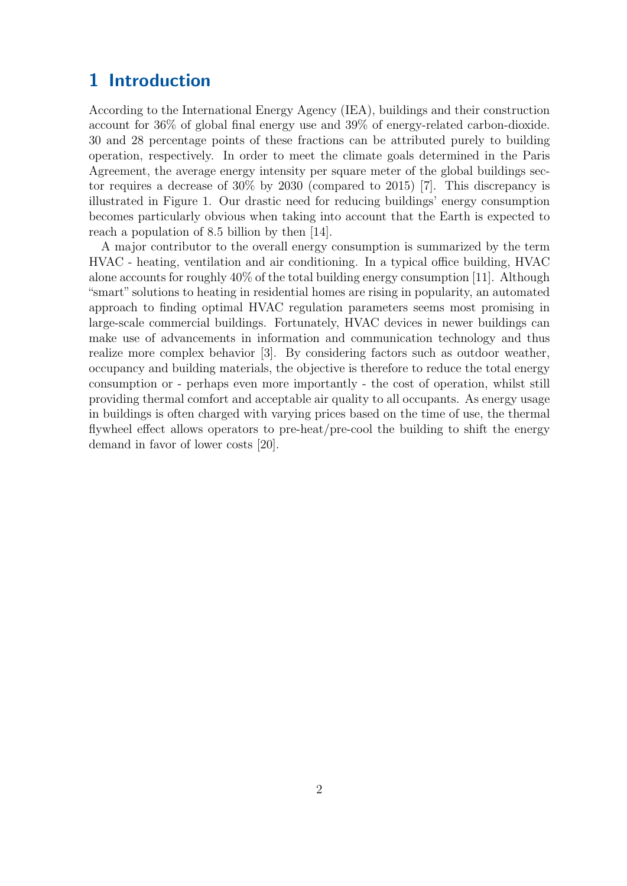# 1 Introduction

According to the International Energy Agency (IEA), buildings and their construction account for 36% of global final energy use and 39% of energy-related carbon-dioxide. 30 and 28 percentage points of these fractions can be attributed purely to building operation, respectively. In order to meet the climate goals determined in the Paris Agreement, the average energy intensity per square meter of the global buildings sector requires a decrease of 30% by 2030 (compared to 2015) [7]. This discrepancy is illustrated in Figure 1. Our drastic need for reducing buildings' energy consumption becomes particularly obvious when taking into account that the Earth is expected to reach a population of 8.5 billion by then [14].

A major contributor to the overall energy consumption is summarized by the term HVAC - heating, ventilation and air conditioning. In a typical office building, HVAC alone accounts for roughly 40% of the total building energy consumption [11]. Although "smart" solutions to heating in residential homes are rising in popularity, an automated approach to finding optimal HVAC regulation parameters seems most promising in large-scale commercial buildings. Fortunately, HVAC devices in newer buildings can make use of advancements in information and communication technology and thus realize more complex behavior [3]. By considering factors such as outdoor weather, occupancy and building materials, the objective is therefore to reduce the total energy consumption or - perhaps even more importantly - the cost of operation, whilst still providing thermal comfort and acceptable air quality to all occupants. As energy usage in buildings is often charged with varying prices based on the time of use, the thermal flywheel effect allows operators to pre-heat/pre-cool the building to shift the energy demand in favor of lower costs [20].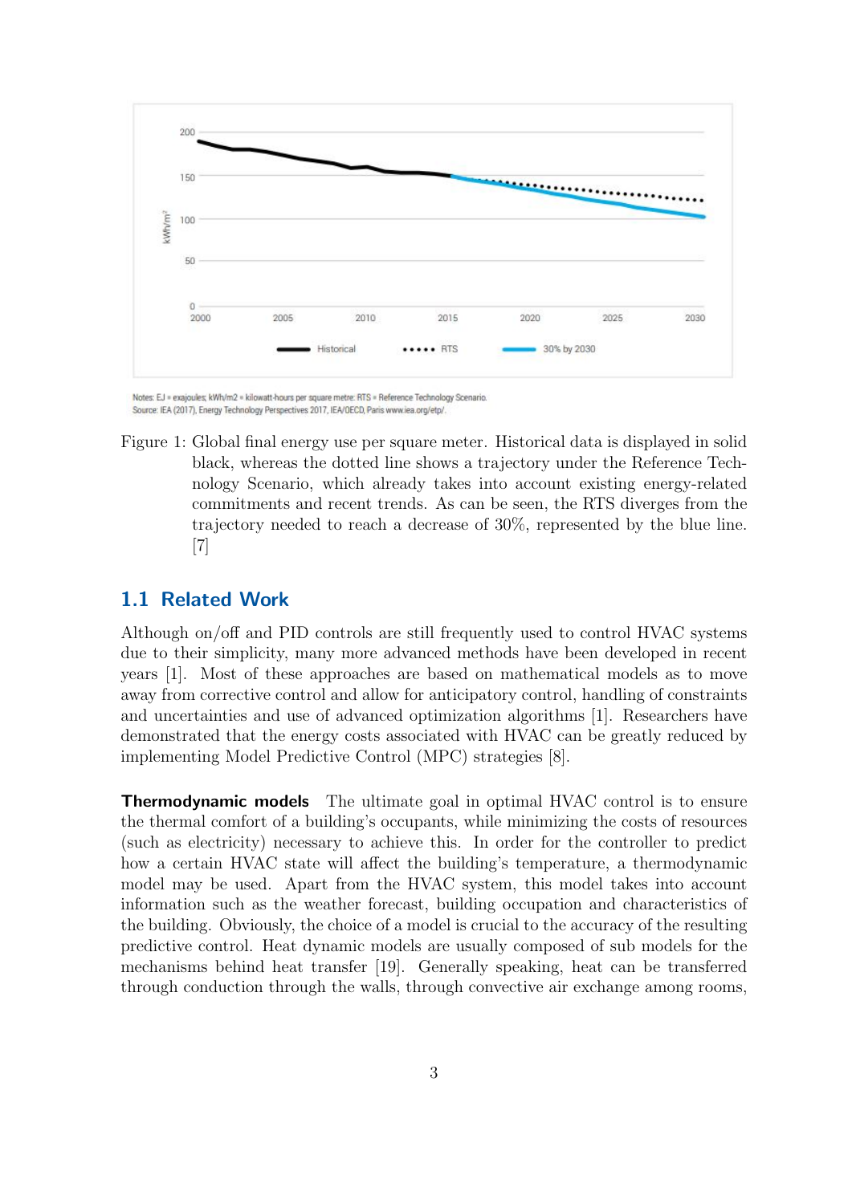Notes: EJ = exajoules; kWh/m2 = kilowatt-hours per square metre; RTS = Reference Technology Scenario.
Source: IEA (2017), Energy Technology Perspectives 2017, IEA/OECD, Paris www.iea.org/etp/.

Figure 1: Global final energy use per square meter. Historical data is displayed in solid black, whereas the dotted line shows a trajectory under the Reference Technology Scenario, which already takes into account existing energy-related commitments and recent trends. As can be seen, the RTS diverges from the trajectory needed to reach a decrease of 30%, represented by the blue line. [7]

## 1.1 Related Work

Although on/off and PID controls are still frequently used to control HVAC systems due to their simplicity, many more advanced methods have been developed in recent years [1]. Most of these approaches are based on mathematical models as to move away from corrective control and allow for anticipatory control, handling of constraints and uncertainties and use of advanced optimization algorithms [1]. Researchers have demonstrated that the energy costs associated with HVAC can be greatly reduced by implementing Model Predictive Control (MPC) strategies [8].

**Thermodynamic models** The ultimate goal in optimal HVAC control is to ensure the thermal comfort of a building's occupants, while minimizing the costs of resources (such as electricity) necessary to achieve this. In order for the controller to predict how a certain HVAC state will affect the building's temperature, a thermodynamic model may be used. Apart from the HVAC system, this model takes into account information such as the weather forecast, building occupation and characteristics of the building. Obviously, the choice of a model is crucial to the accuracy of the resulting predictive control. Heat dynamic models are usually composed of sub models for the mechanisms behind heat transfer [19]. Generally speaking, heat can be transferred through conduction through the walls, through convective air exchange among rooms,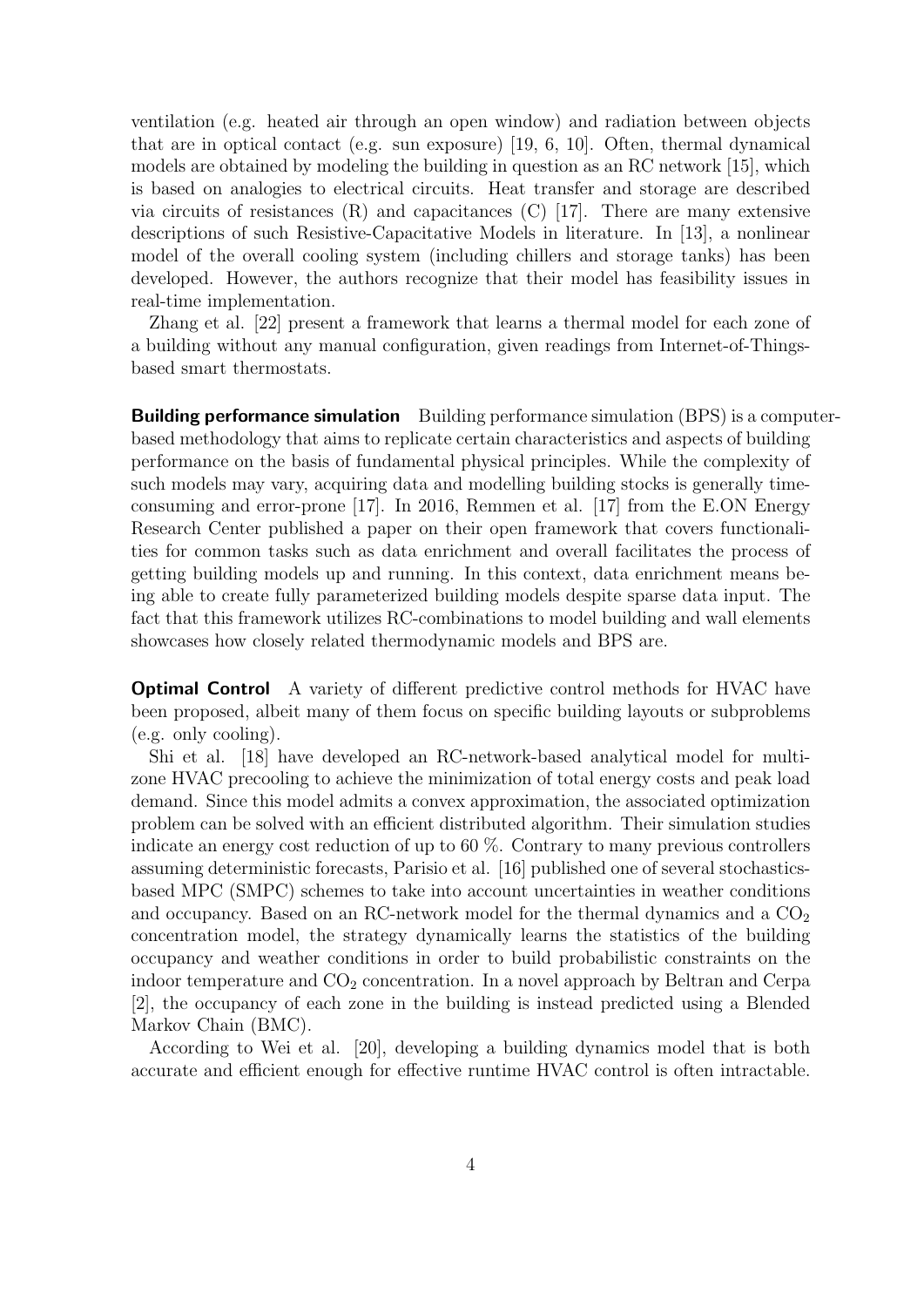ventilation (e.g. heated air through an open window) and radiation between objects that are in optical contact (e.g. sun exposure) [19, 6, 10]. Often, thermal dynamical models are obtained by modeling the building in question as an RC network [15], which is based on analogies to electrical circuits. Heat transfer and storage are described via circuits of resistances (R) and capacitances (C) [17]. There are many extensive descriptions of such Resistive-Capacitative Models in literature. In [13], a nonlinear model of the overall cooling system (including chillers and storage tanks) has been developed. However, the authors recognize that their model has feasibility issues in real-time implementation.

Zhang et al. [22] present a framework that learns a thermal model for each zone of a building without any manual configuration, given readings from Internet-of-Things-based smart thermostats.

**Building performance simulation** Building performance simulation (BPS) is a computer-based methodology that aims to replicate certain characteristics and aspects of building performance on the basis of fundamental physical principles. While the complexity of such models may vary, acquiring data and modelling building stocks is generally time-consuming and error-prone [17]. In 2016, Remmen et al. [17] from the E.ON Energy Research Center published a paper on their open framework that covers functionalities for common tasks such as data enrichment and overall facilitates the process of getting building models up and running. In this context, data enrichment means being able to create fully parameterized building models despite sparse data input. The fact that this framework utilizes RC-combinations to model building and wall elements showcases how closely related thermodynamic models and BPS are.

**Optimal Control** A variety of different predictive control methods for HVAC have been proposed, albeit many of them focus on specific building layouts or subproblems (e.g. only cooling).

Shi et al. [18] have developed an RC-network-based analytical model for multi-zone HVAC precooling to achieve the minimization of total energy costs and peak load demand. Since this model admits a convex approximation, the associated optimization problem can be solved with an efficient distributed algorithm. Their simulation studies indicate an energy cost reduction of up to 60 %. Contrary to many previous controllers assuming deterministic forecasts, Parisio et al. [16] published one of several stochastics-based MPC (SMPC) schemes to take into account uncertainties in weather conditions and occupancy. Based on an RC-network model for the thermal dynamics and a $CO_2$ concentration model, the strategy dynamically learns the statistics of the building occupancy and weather conditions in order to build probabilistic constraints on the indoor temperature and $CO_2$ concentration. In a novel approach by Beltran and Cerpa [2], the occupancy of each zone in the building is instead predicted using a Blended Markov Chain (BMC).

According to Wei et al. [20], developing a building dynamics model that is both accurate and efficient enough for effective runtime HVAC control is often intractable.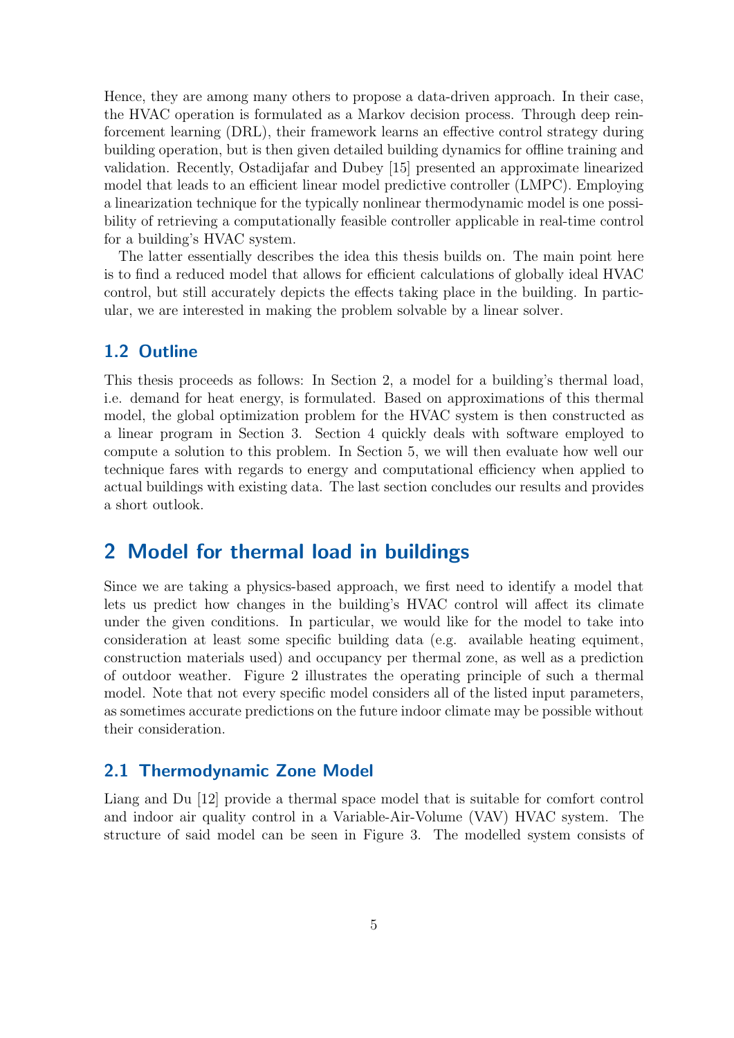Hence, they are among many others to propose a data-driven approach. In their case, the HVAC operation is formulated as a Markov decision process. Through deep reinforcement learning (DRL), their framework learns an effective control strategy during building operation, but is then given detailed building dynamics for offline training and validation. Recently, Ostadijafar and Dubey [15] presented an approximate linearized model that leads to an efficient linear model predictive controller (LMPC). Employing a linearization technique for the typically nonlinear thermodynamic model is one possibility of retrieving a computationally feasible controller applicable in real-time control for a building's HVAC system.

The latter essentially describes the idea this thesis builds on. The main point here is to find a reduced model that allows for efficient calculations of globally ideal HVAC control, but still accurately depicts the effects taking place in the building. In particular, we are interested in making the problem solvable by a linear solver.

## 1.2 Outline

This thesis proceeds as follows: In Section 2, a model for a building's thermal load, i.e. demand for heat energy, is formulated. Based on approximations of this thermal model, the global optimization problem for the HVAC system is then constructed as a linear program in Section 3. Section 4 quickly deals with software employed to compute a solution to this problem. In Section 5, we will then evaluate how well our technique fares with regards to energy and computational efficiency when applied to actual buildings with existing data. The last section concludes our results and provides a short outlook.

# 2 Model for thermal load in buildings

Since we are taking a physics-based approach, we first need to identify a model that lets us predict how changes in the building's HVAC control will affect its climate under the given conditions. In particular, we would like for the model to take into consideration at least some specific building data (e.g. available heating equiment, construction materials used) and occupancy per thermal zone, as well as a prediction of outdoor weather. Figure 2 illustrates the operating principle of such a thermal model. Note that not every specific model considers all of the listed input parameters, as sometimes accurate predictions on the future indoor climate may be possible without their consideration.

## 2.1 Thermodynamic Zone Model

Liang and Du [12] provide a thermal space model that is suitable for comfort control and indoor air quality control in a Variable-Air-Volume (VAV) HVAC system. The structure of said model can be seen in Figure 3. The modelled system consists of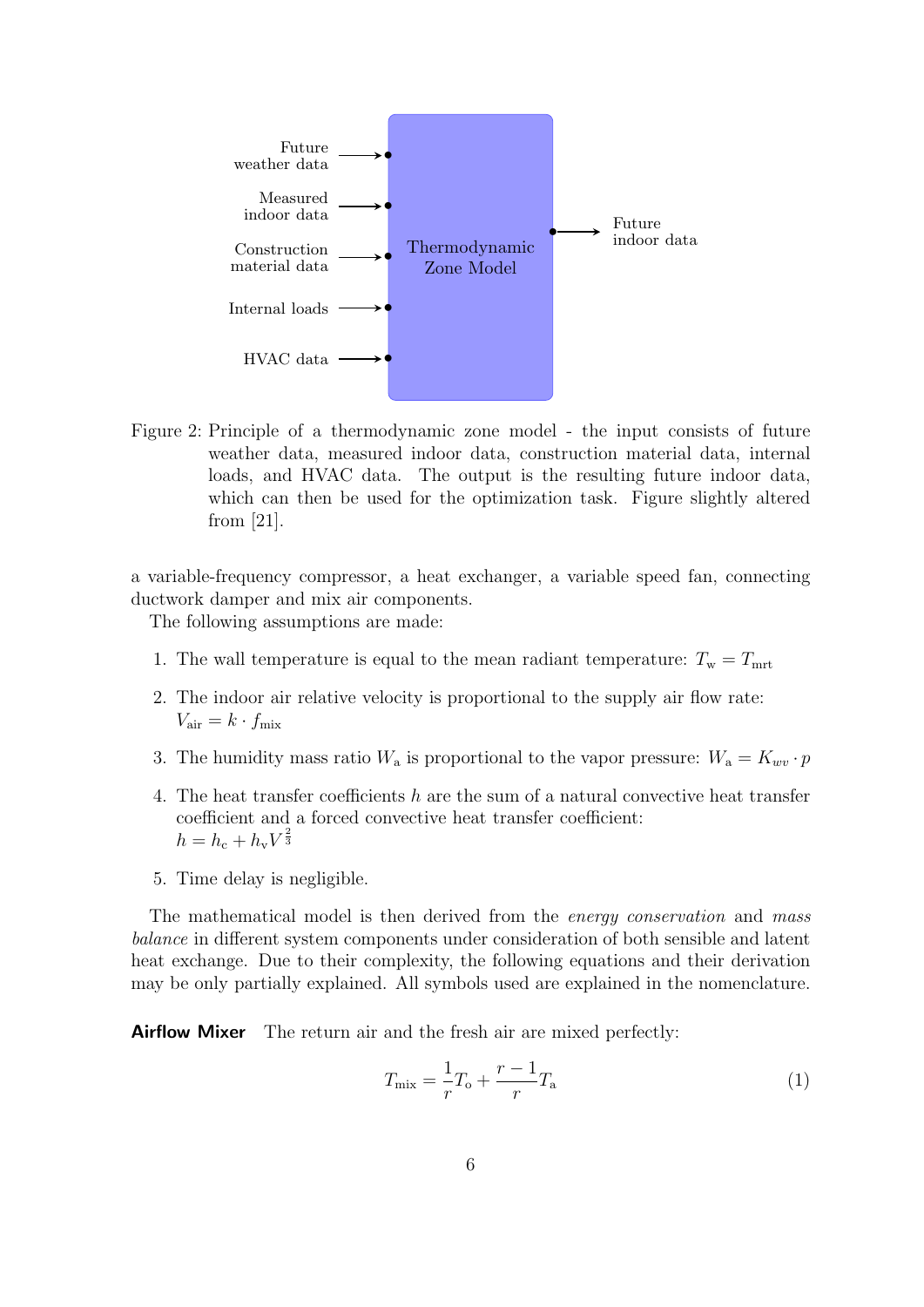Figure 2: Principle of a thermodynamic zone model - the input consists of future weather data, measured indoor data, construction material data, internal loads, and HVAC data. The output is the resulting future indoor data, which can then be used for the optimization task. Figure slightly altered from [21].

a variable-frequency compressor, a heat exchanger, a variable speed fan, connecting ductwork damper and mix air components.

The following assumptions are made:

1. The wall temperature is equal to the mean radiant temperature: $T_{\mathrm{w}} = T_{\mathrm{mrt}}$
2. The indoor air relative velocity is proportional to the supply air flow rate: $V_{\mathrm{air}} = k \cdot f_{\mathrm{mix}}$
3. The humidity mass ratio $W_{\mathrm{a}}$ is proportional to the vapor pressure: $W_{\mathrm{a}} = K_{wv} \cdot p$
4. The heat transfer coefficients $h$ are the sum of a natural convective heat transfer coefficient and a forced convective heat transfer coefficient: $h = h_{\mathrm{c}} + h_{\mathrm{v}} V^{\frac{2}{3}}$
5. Time delay is negligible.

The mathematical model is then derived from the *energy conservation* and *mass balance* in different system components under consideration of both sensible and latent heat exchange. Due to their complexity, the following equations and their derivation may be only partially explained. All symbols used are explained in the nomenclature.

**Airflow Mixer** The return air and the fresh air are mixed perfectly:

$$T_{\mathrm{mix}} = \frac{1}{r} T_{\mathrm{o}} + \frac{r-1}{r} T_{\mathrm{a}} \tag{1}$$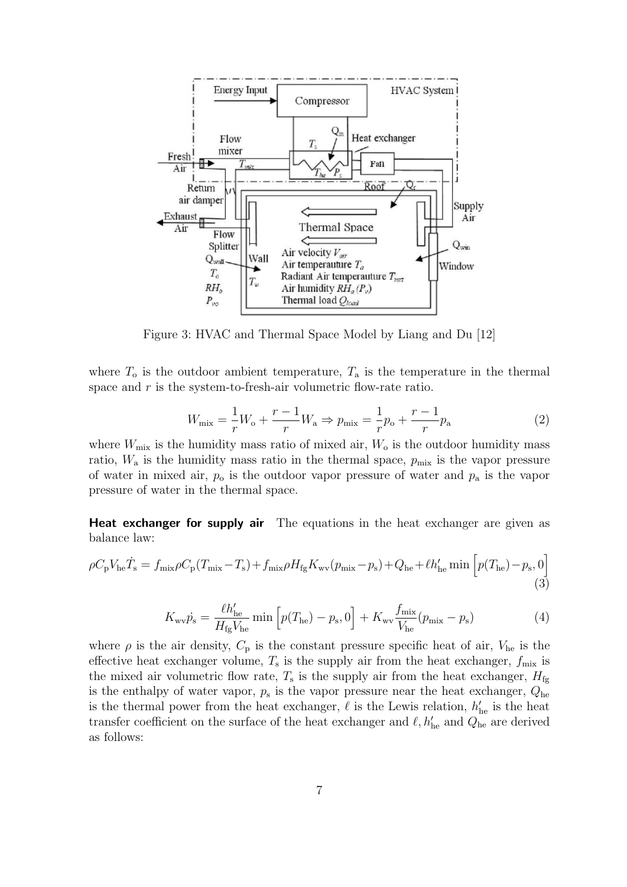Figure 3: HVAC and Thermal Space Model by Liang and Du [12]

where $T_o$ is the outdoor ambient temperature, $T_a$ is the temperature in the thermal space and $r$ is the system-to-fresh-air volumetric flow-rate ratio.

$$W_{mix} = \frac{1}{r}W_o + \frac{r-1}{r}W_a \Rightarrow p_{mix} = \frac{1}{r}p_o + \frac{r-1}{r}p_a \tag{2}$$

where $W_{mix}$ is the humidity mass ratio of mixed air, $W_o$ is the outdoor humidity mass ratio, $W_a$ is the humidity mass ratio in the thermal space, $p_{mix}$ is the vapor pressure of water in mixed air, $p_o$ is the outdoor vapor pressure of water and $p_a$ is the vapor pressure of water in the thermal space.

**Heat exchanger for supply air** The equations in the heat exchanger are given as balance law:

$$\rho C_p V_{he} \dot{T}_s = f_{mix}\rho C_p (T_{mix} - T_s) + f_{mix}\rho H_{fg} K_{wv}(p_{mix} - p_s) + Q_{he} + \ell h'_{he} \min\left[p(T_{he}) - p_s, 0\right] \tag{3}$$

$$K_{wv}\dot{p_s} = \frac{\ell h'_{he}}{H_{fg}V_{he}} \min\left[p(T_{he}) - p_s, 0\right] + K_{wv}\frac{f_{mix}}{V_{he}}(p_{mix} - p_s) \tag{4}$$

where $\rho$ is the air density, $C_p$ is the constant pressure specific heat of air, $V_{he}$ is the effective heat exchanger volume, $T_s$ is the supply air from the heat exchanger, $f_{mix}$ is the mixed air volumetric flow rate, $T_s$ is the supply air from the heat exchanger, $H_{fg}$ is the enthalpy of water vapor, $p_s$ is the vapor pressure near the heat exchanger, $Q_{he}$ is the thermal power from the heat exchanger, $\ell$ is the Lewis relation, $h'_{he}$ is the heat transfer coefficient on the surface of the heat exchanger and $\ell, h'_{he}$ and $Q_{he}$ are derived as follows: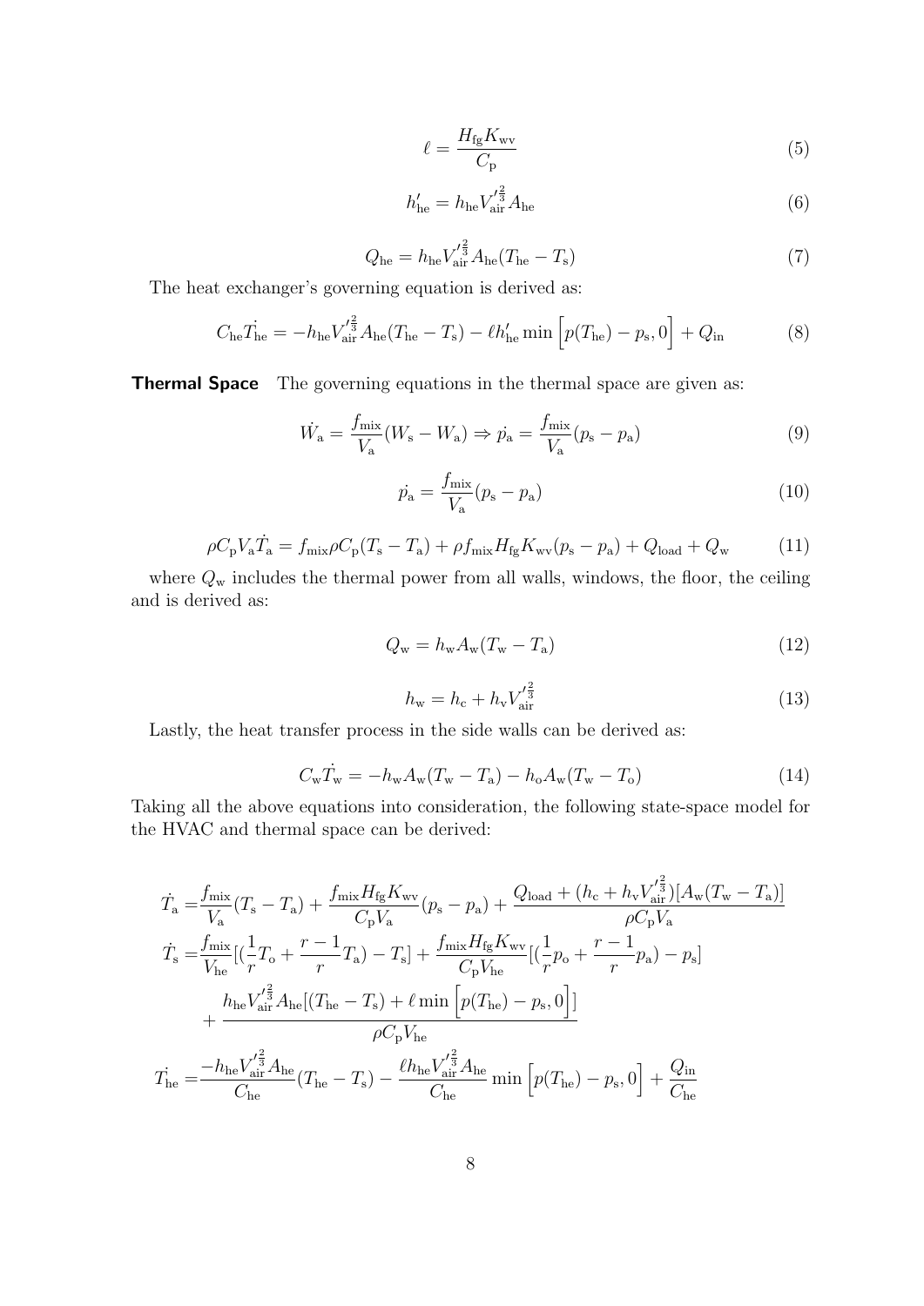$$\ell = \frac{H_{\rm fg} K_{\rm wv}}{C_{\rm p}} \tag{5}$$

$$h'_{\rm he} = h_{\rm he} V'^{\frac{2}{3}}_{\rm air} A_{\rm he} \tag{6}$$

$$Q_{\rm he} = h_{\rm he} V'^{\frac{2}{3}}_{\rm air} A_{\rm he}(T_{\rm he} - T_{\rm s}) \tag{7}$$

The heat exchanger's governing equation is derived as:

$$C_{\rm he}\dot{T_{\rm he}} = -h_{\rm he} V'^{\frac{2}{3}}_{\rm air} A_{\rm he}(T_{\rm he} - T_{\rm s}) - \ell h'_{\rm he} \min\Big[p(T_{\rm he}) - p_{\rm s}, 0\Big] + Q_{\rm in} \tag{8}$$

**Thermal Space** The governing equations in the thermal space are given as:

$$\dot{W_{\rm a}} = \frac{f_{\rm mix}}{V_{\rm a}}(W_{\rm s} - W_{\rm a}) \Rightarrow \dot{p_{\rm a}} = \frac{f_{\rm mix}}{V_{\rm a}}(p_{\rm s} - p_{\rm a}) \tag{9}$$

$$\dot{p_{\rm a}} = \frac{f_{\rm mix}}{V_{\rm a}}(p_{\rm s} - p_{\rm a}) \tag{10}$$

$$\rho C_{\rm p} V_{\rm a} \dot{T_{\rm a}} = f_{\rm mix}\rho C_{\rm p}(T_{\rm s} - T_{\rm a}) + \rho f_{\rm mix} H_{\rm fg} K_{\rm wv}(p_{\rm s} - p_{\rm a}) + Q_{\rm load} + Q_{\rm w} \tag{11}$$

where $Q_{\rm w}$ includes the thermal power from all walls, windows, the floor, the ceiling and is derived as:

$$Q_{\rm w} = h_{\rm w} A_{\rm w}(T_{\rm w} - T_{\rm a}) \tag{12}$$

$$h_{\rm w} = h_{\rm c} + h_{\rm v} V'^{\frac{2}{3}}_{\rm air} \tag{13}$$

Lastly, the heat transfer process in the side walls can be derived as:

$$C_{\rm w}\dot{T_{\rm w}} = -h_{\rm w} A_{\rm w}(T_{\rm w} - T_{\rm a}) - h_{\rm o} A_{\rm w}(T_{\rm w} - T_{\rm o}) \tag{14}$$

Taking all the above equations into consideration, the following state-space model for the HVAC and thermal space can be derived:

$$\begin{aligned}
\dot{T_{\rm a}} =& \frac{f_{\rm mix}}{V_{\rm a}}(T_{\rm s} - T_{\rm a}) + \frac{f_{\rm mix} H_{\rm fg} K_{\rm wv}}{C_{\rm p} V_{\rm a}}(p_{\rm s} - p_{\rm a}) + \frac{Q_{\rm load} + (h_{\rm c} + h_{\rm v} V'^{\frac{2}{3}}_{\rm air})[A_{\rm w}(T_{\rm w} - T_{\rm a})]}{\rho C_{\rm p} V_{\rm a}} \\
\dot{T_{\rm s}} =& \frac{f_{\rm mix}}{V_{\rm he}}[(\frac{1}{r}T_{\rm o} + \frac{r-1}{r}T_{\rm a}) - T_{\rm s}] + \frac{f_{\rm mix} H_{\rm fg} K_{\rm wv}}{C_{\rm p} V_{\rm he}}[(\frac{1}{r}p_{\rm o} + \frac{r-1}{r}p_{\rm a}) - p_{\rm s}] \\
&+ \frac{h_{\rm he} V'^{\frac{2}{3}}_{\rm air} A_{\rm he}[(T_{\rm he} - T_{\rm s}) + \ell \min\Big[p(T_{\rm he}) - p_{\rm s}, 0\Big]]}{\rho C_{\rm p} V_{\rm he}} \\
\dot{T_{\rm he}} =& \frac{-h_{\rm he} V'^{\frac{2}{3}}_{\rm air} A_{\rm he}}{C_{\rm he}}(T_{\rm he} - T_{\rm s}) - \frac{\ell h_{\rm he} V'^{\frac{2}{3}}_{\rm air} A_{\rm he}}{C_{\rm he}} \min\Big[p(T_{\rm he}) - p_{\rm s}, 0\Big] + \frac{Q_{\rm in}}{C_{\rm he}}
\end{aligned}$$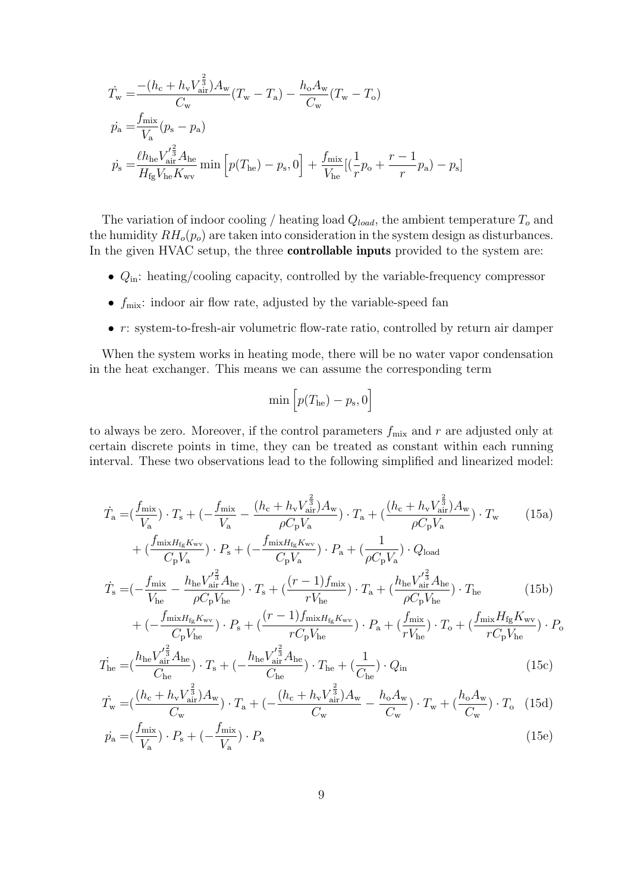$$
\begin{aligned}
\dot{T_{\rm w}} =& \frac{-(h_{\rm c} + h_{\rm v}V_{\rm air}^{\frac{2}{3}})A_{\rm w}}{C_{\rm w}}(T_{\rm w} - T_{\rm a}) - \frac{h_{\rm o}A_{\rm w}}{C_{\rm w}}(T_{\rm w} - T_{\rm o}) \\
\dot{p_{\rm a}} =& \frac{f_{\rm mix}}{V_{\rm a}}(p_{\rm s} - p_{\rm a}) \\
\dot{p_{\rm s}} =& \frac{\ell h_{\rm he}V_{\rm air}'^{\frac{2}{3}}A_{\rm he}}{H_{\rm fg}V_{\rm he}K_{\rm wv}} \min\left[p(T_{\rm he}) - p_{\rm s}, 0\right] + \frac{f_{\rm mix}}{V_{\rm he}}[(\frac{1}{r}p_{\rm o} + \frac{r-1}{r}p_{\rm a}) - p_{\rm s}]
\end{aligned}
$$

The variation of indoor cooling / heating load $Q_{load}$, the ambient temperature $T_o$ and the humidity $RH_o(p_o)$ are taken into consideration in the system design as disturbances. In the given HVAC setup, the three **controllable inputs** provided to the system are:

- $Q_{\rm in}$: heating/cooling capacity, controlled by the variable-frequency compressor
- $f_{\rm mix}$: indoor air flow rate, adjusted by the variable-speed fan
- $r$: system-to-fresh-air volumetric flow-rate ratio, controlled by return air damper

When the system works in heating mode, there will be no water vapor condensation in the heat exchanger. This means we can assume the corresponding term

$$
\min\left[p(T_{\rm he}) - p_{\rm s}, 0\right]
$$

to always be zero. Moreover, if the control parameters $f_{\rm mix}$ and $r$ are adjusted only at certain discrete points in time, they can be treated as constant within each running interval. These two observations lead to the following simplified and linearized model:

$$
\begin{aligned}
\dot{T_{\rm a}} =& (\frac{f_{\rm mix}}{V_{\rm a}}) \cdot T_{\rm s} + (-\frac{f_{\rm mix}}{V_{\rm a}} - \frac{(h_{\rm c} + h_{\rm v}V_{\rm air}^{\frac{2}{3}})A_{\rm w}}{\rho C_{\rm p}V_{\rm a}}) \cdot T_{\rm a} + (\frac{(h_{\rm c} + h_{\rm v}V_{\rm air}^{\frac{2}{3}})A_{\rm w}}{\rho C_{\rm p}V_{\rm a}}) \cdot T_{\rm w} \qquad (15a) \\
&+ (\frac{f_{{\rm mix}H_{\rm fg}K_{\rm wv}}}{C_{\rm p}V_{\rm a}}) \cdot P_{\rm s} + (-\frac{f_{{\rm mix}H_{\rm fg}K_{\rm wv}}}{C_{\rm p}V_{\rm a}}) \cdot P_{\rm a} + (\frac{1}{\rho C_{\rm p}V_{\rm a}}) \cdot Q_{\rm load} \\
\dot{T_{\rm s}} =& (-\frac{f_{\rm mix}}{V_{\rm he}} - \frac{h_{\rm he}V_{\rm air}'^{\frac{2}{3}}A_{\rm he}}{\rho C_{\rm p}V_{\rm he}}) \cdot T_{\rm s} + (\frac{(r-1)f_{\rm mix}}{rV_{\rm he}}) \cdot T_{\rm a} + (\frac{h_{\rm he}V_{\rm air}'^{\frac{2}{3}}A_{\rm he}}{\rho C_{\rm p}V_{\rm he}}) \cdot T_{\rm he} \qquad (15b) \\
&+ (-\frac{f_{{\rm mix}H_{\rm fg}K_{\rm wv}}}{C_{\rm p}V_{\rm he}}) \cdot P_{\rm s} + (\frac{(r-1)f_{{\rm mix}H_{\rm fg}K_{\rm wv}}}{rC_{\rm p}V_{\rm he}}) \cdot P_{\rm a} + (\frac{f_{\rm mix}}{rV_{\rm he}}) \cdot T_{\rm o} + (\frac{f_{\rm mix}H_{\rm fg}K_{\rm wv}}{rC_{\rm p}V_{\rm he}}) \cdot P_{\rm o} \\
\dot{T_{\rm he}} =& (\frac{h_{\rm he}V_{\rm air}'^{\frac{2}{3}}A_{\rm he}}{C_{\rm he}}) \cdot T_{\rm s} + (-\frac{h_{\rm he}V_{\rm air}'^{\frac{2}{3}}A_{\rm he}}{C_{\rm he}}) \cdot T_{\rm he} + (\frac{1}{C_{\rm he}}) \cdot Q_{\rm in} \qquad (15c) \\
\dot{T_{\rm w}} =& (\frac{(h_{\rm c} + h_{\rm v}V_{\rm air}^{\frac{2}{3}})A_{\rm w}}{C_{\rm w}}) \cdot T_{\rm a} + (-\frac{(h_{\rm c} + h_{\rm v}V_{\rm air}^{\frac{2}{3}})A_{\rm w}}{C_{\rm w}} - \frac{h_{\rm o}A_{\rm w}}{C_{\rm w}}) \cdot T_{\rm w} + (\frac{h_{\rm o}A_{\rm w}}{C_{\rm w}}) \cdot T_{\rm o} \qquad (15d) \\
\dot{p_{\rm a}} =& (\frac{f_{\rm mix}}{V_{\rm a}}) \cdot P_{\rm s} + (-\frac{f_{\rm mix}}{V_{\rm a}}) \cdot P_{\rm a} \qquad (15e)
\end{aligned}
$$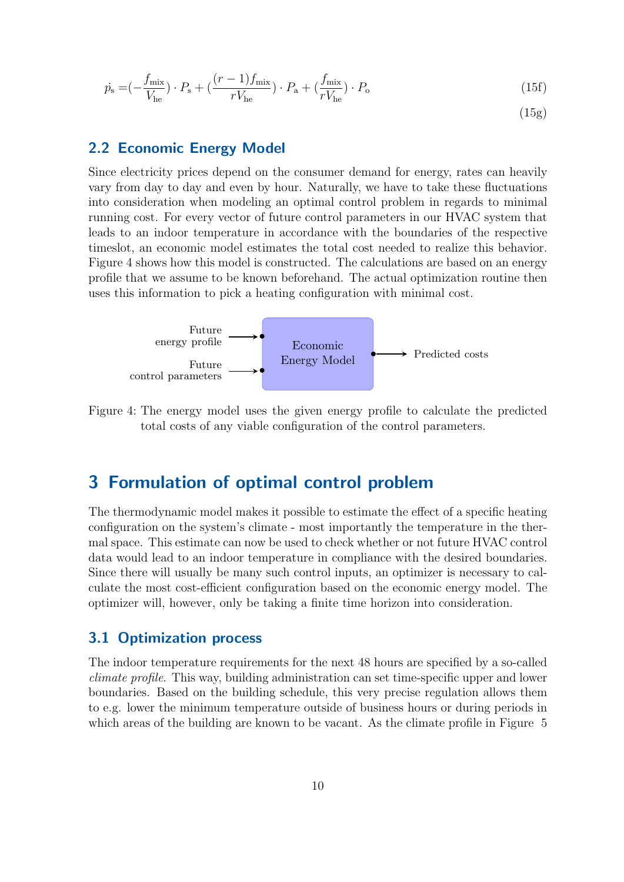$$\dot{p_s} = (-\frac{f_{\text{mix}}}{V_{\text{he}}}) \cdot P_s + (\frac{(r-1)f_{\text{mix}}}{rV_{\text{he}}}) \cdot P_a + (\frac{f_{\text{mix}}}{rV_{\text{he}}}) \cdot P_o \tag{15f}$$

(15g)

## 2.2 Economic Energy Model

Since electricity prices depend on the consumer demand for energy, rates can heavily vary from day to day and even by hour. Naturally, we have to take these fluctuations into consideration when modeling an optimal control problem in regards to minimal running cost. For every vector of future control parameters in our HVAC system that leads to an indoor temperature in accordance with the boundaries of the respective timeslot, an economic model estimates the total cost needed to realize this behavior. Figure 4 shows how this model is constructed. The calculations are based on an energy profile that we assume to be known beforehand. The actual optimization routine then uses this information to pick a heating configuration with minimal cost.

Future energy profile → Economic Energy Model → Predicted costs

Future control parameters → Economic Energy Model

Figure 4: The energy model uses the given energy profile to calculate the predicted total costs of any viable configuration of the control parameters.

# 3 Formulation of optimal control problem

The thermodynamic model makes it possible to estimate the effect of a specific heating configuration on the system's climate - most importantly the temperature in the thermal space. This estimate can now be used to check whether or not future HVAC control data would lead to an indoor temperature in compliance with the desired boundaries. Since there will usually be many such control inputs, an optimizer is necessary to calculate the most cost-efficient configuration based on the economic energy model. The optimizer will, however, only be taking a finite time horizon into consideration.

## 3.1 Optimization process

The indoor temperature requirements for the next 48 hours are specified by a so-called *climate profile*. This way, building administration can set time-specific upper and lower boundaries. Based on the building schedule, this very precise regulation allows them to e.g. lower the minimum temperature outside of business hours or during periods in which areas of the building are known to be vacant. As the climate profile in Figure 5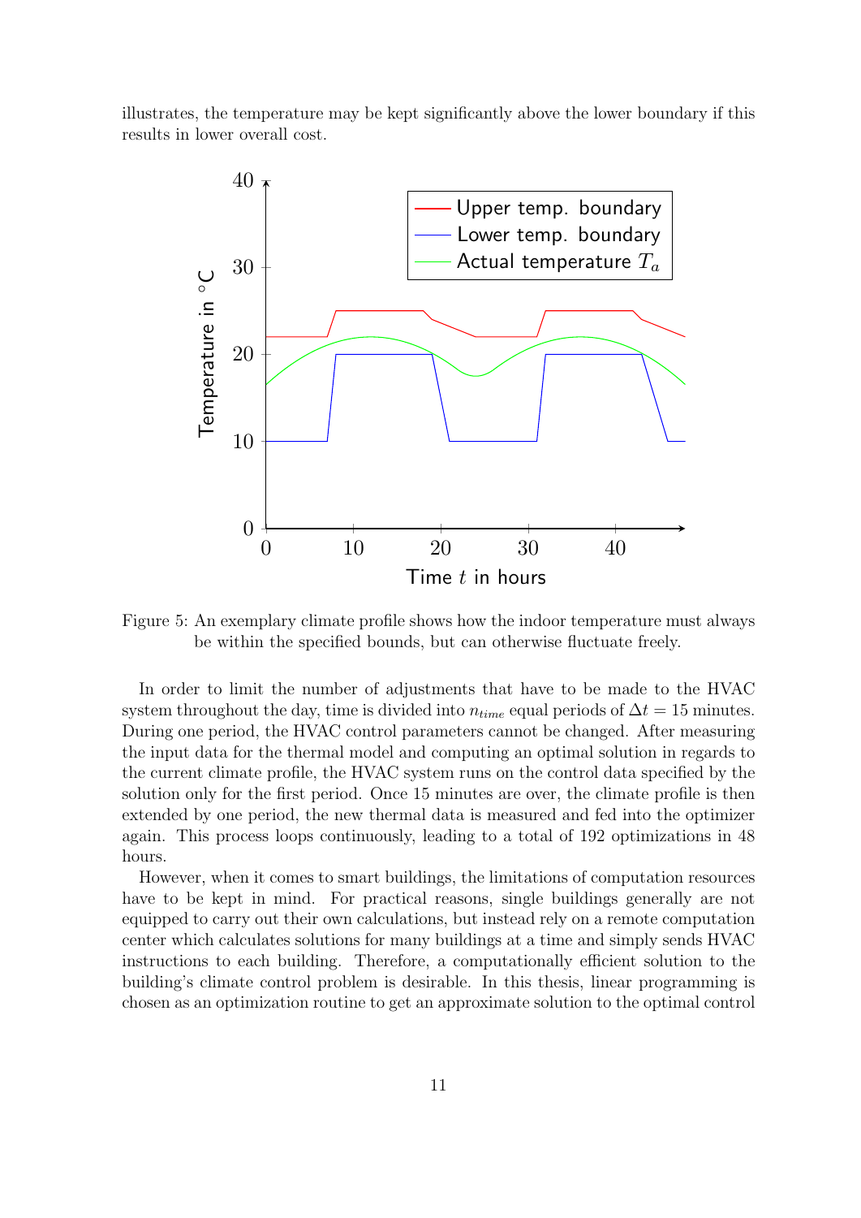illustrates, the temperature may be kept significantly above the lower boundary if this results in lower overall cost.

Figure 5: An exemplary climate profile shows how the indoor temperature must always be within the specified bounds, but can otherwise fluctuate freely.

In order to limit the number of adjustments that have to be made to the HVAC system throughout the day, time is divided into $n_{time}$ equal periods of $\Delta t = 15$ minutes. During one period, the HVAC control parameters cannot be changed. After measuring the input data for the thermal model and computing an optimal solution in regards to the current climate profile, the HVAC system runs on the control data specified by the solution only for the first period. Once 15 minutes are over, the climate profile is then extended by one period, the new thermal data is measured and fed into the optimizer again. This process loops continuously, leading to a total of 192 optimizations in 48 hours.

However, when it comes to smart buildings, the limitations of computation resources have to be kept in mind. For practical reasons, single buildings generally are not equipped to carry out their own calculations, but instead rely on a remote computation center which calculates solutions for many buildings at a time and simply sends HVAC instructions to each building. Therefore, a computationally efficient solution to the building's climate control problem is desirable. In this thesis, linear programming is chosen as an optimization routine to get an approximate solution to the optimal control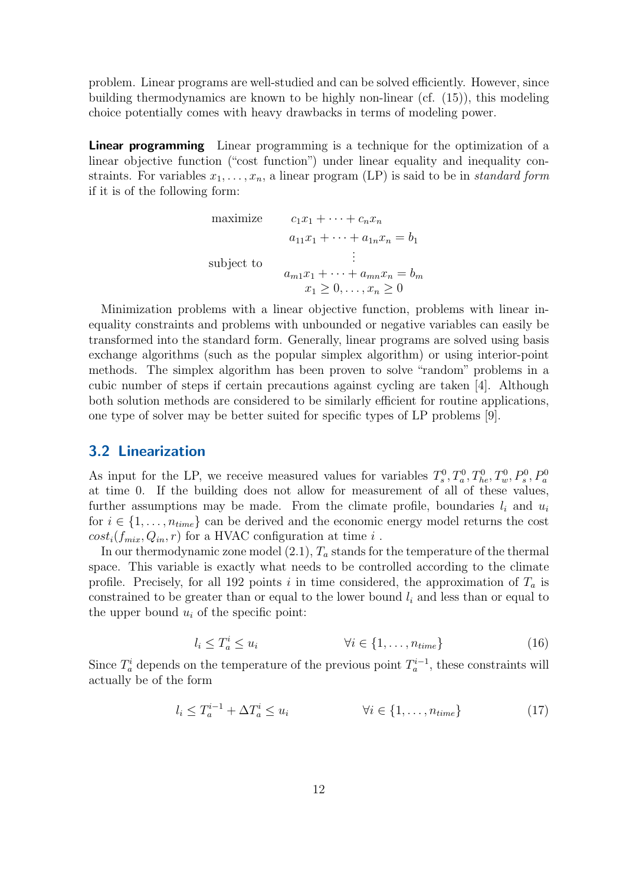problem. Linear programs are well-studied and can be solved efficiently. However, since building thermodynamics are known to be highly non-linear (cf. (15)), this modeling choice potentially comes with heavy drawbacks in terms of modeling power.

**Linear programming** Linear programming is a technique for the optimization of a linear objective function ("cost function") under linear equality and inequality constraints. For variables $x_1, \dots, x_n$, a linear program (LP) is said to be in *standard form* if it is of the following form:

$$
\begin{array}{ll}
\text{maximize} & c_1 x_1 + \cdots + c_n x_n \\
& a_{11} x_1 + \cdots + a_{1n} x_n = b_1 \\
\text{subject to} & \vdots \\
& a_{m1} x_1 + \cdots + a_{mn} x_n = b_m \\
& x_1 \geq 0, \dots, x_n \geq 0
\end{array}
$$

Minimization problems with a linear objective function, problems with linear inequality constraints and problems with unbounded or negative variables can easily be transformed into the standard form. Generally, linear programs are solved using basis exchange algorithms (such as the popular simplex algorithm) or using interior-point methods. The simplex algorithm has been proven to solve "random" problems in a cubic number of steps if certain precautions against cycling are taken [4]. Although both solution methods are considered to be similarly efficient for routine applications, one type of solver may be better suited for specific types of LP problems [9].

## 3.2 Linearization

As input for the LP, we receive measured values for variables $T_s^0, T_a^0, T_{he}^0, T_w^0, P_s^0, P_a^0$ at time 0. If the building does not allow for measurement of all of these values, further assumptions may be made. From the climate profile, boundaries $l_i$ and $u_i$ for $i \in \{1, \dots, n_{time}\}$ can be derived and the economic energy model returns the cost $cost_i(f_{mix}, Q_{in}, r)$ for a HVAC configuration at time $i$ .

In our thermodynamic zone model (2.1), $T_a$ stands for the temperature of the thermal space. This variable is exactly what needs to be controlled according to the climate profile. Precisely, for all 192 points $i$ in time considered, the approximation of $T_a$ is constrained to be greater than or equal to the lower bound $l_i$ and less than or equal to the upper bound $u_i$ of the specific point:

$$
l_i \leq T_a^i \leq u_i \qquad \forall i \in \{1, \dots, n_{time}\} \tag{16}
$$

Since $T_a^i$ depends on the temperature of the previous point $T_a^{i-1}$, these constraints will actually be of the form

$$
l_i \leq T_a^{i-1} + \Delta T_a^i \leq u_i \qquad \forall i \in \{1, \dots, n_{time}\} \tag{17}
$$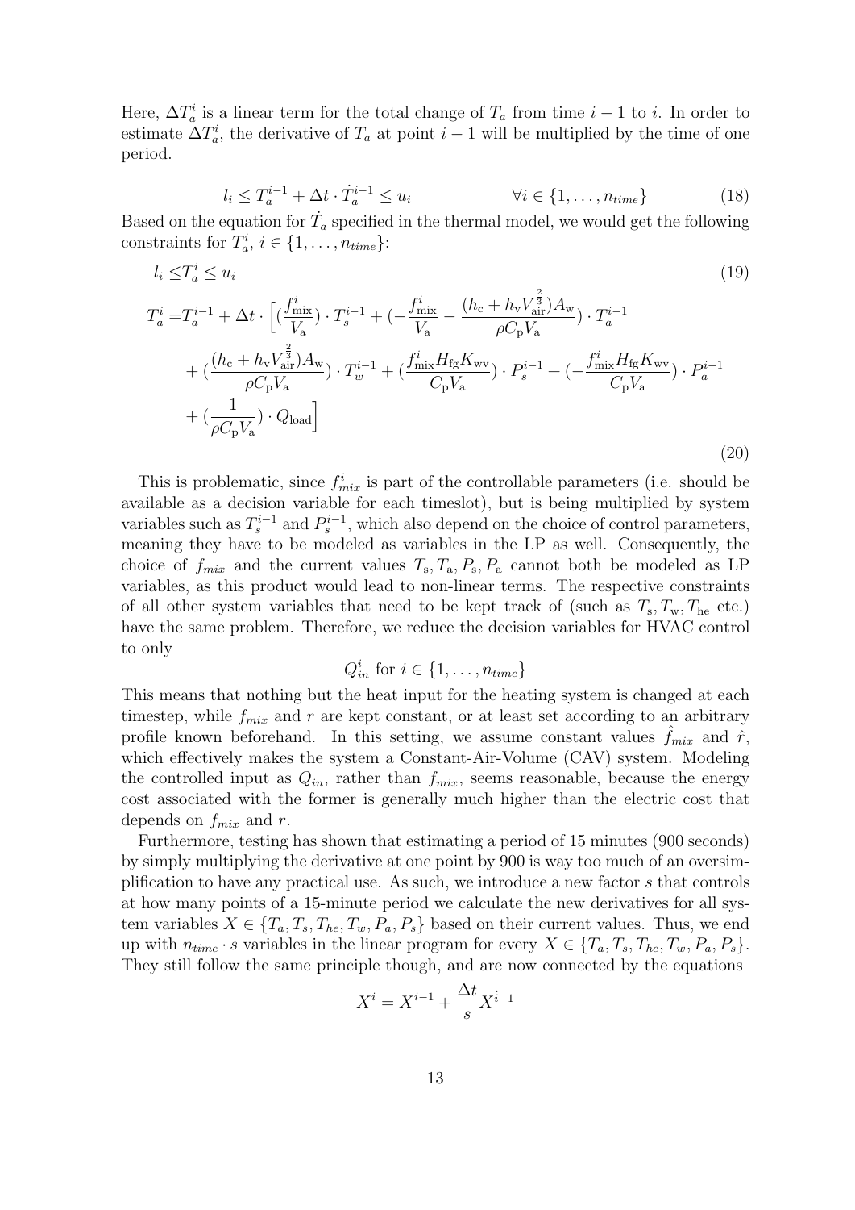Here, $\Delta T_a^i$ is a linear term for the total change of $T_a$ from time $i-1$ to $i$. In order to estimate $\Delta T_a^i$, the derivative of $T_a$ at point $i-1$ will be multiplied by the time of one period.

$$l_i \leq T_a^{i-1} + \Delta t \cdot \dot{T}_a^{i-1} \leq u_i \qquad \forall i \in \{1, \ldots, n_{time}\} \tag{18}$$

Based on the equation for $\dot{T}_a$ specified in the thermal model, we would get the following constraints for $T_a^i$, $i \in \{1, \ldots, n_{time}\}$:

$$l_i \leq T_a^i \leq u_i \tag{19}$$

$$\begin{aligned}
T_a^i =& T_a^{i-1} + \Delta t \cdot \Big[ (\frac{f_{\mathrm{mix}}^i}{V_\mathrm{a}}) \cdot T_s^{i-1} + (-\frac{f_{\mathrm{mix}}^i}{V_\mathrm{a}} - \frac{(h_\mathrm{c} + h_\mathrm{v} V_{\mathrm{air}}^{\frac{2}{3}}) A_\mathrm{w}}{\rho C_\mathrm{p} V_\mathrm{a}}) \cdot T_a^{i-1} \\
&+ (\frac{(h_\mathrm{c} + h_\mathrm{v} V_{\mathrm{air}}^{\frac{2}{3}}) A_\mathrm{w}}{\rho C_\mathrm{p} V_\mathrm{a}}) \cdot T_w^{i-1} + (\frac{f_{\mathrm{mix}}^i H_{\mathrm{fg}} K_{\mathrm{wv}}}{C_\mathrm{p} V_\mathrm{a}}) \cdot P_s^{i-1} + (-\frac{f_{\mathrm{mix}}^i H_{\mathrm{fg}} K_{\mathrm{wv}}}{C_\mathrm{p} V_\mathrm{a}}) \cdot P_a^{i-1} \\
&+ (\frac{1}{\rho C_\mathrm{p} V_\mathrm{a}}) \cdot Q_{\mathrm{load}} \Big]
\end{aligned} \tag{20}$$

This is problematic, since $f_{mix}^i$ is part of the controllable parameters (i.e. should be available as a decision variable for each timeslot), but is being multiplied by system variables such as $T_s^{i-1}$ and $P_s^{i-1}$, which also depend on the choice of control parameters, meaning they have to be modeled as variables in the LP as well. Consequently, the choice of $f_{mix}$ and the current values $T_\mathrm{s}, T_\mathrm{a}, P_\mathrm{s}, P_\mathrm{a}$ cannot both be modeled as LP variables, as this product would lead to non-linear terms. The respective constraints of all other system variables that need to be kept track of (such as $T_\mathrm{s}, T_\mathrm{w}, T_\mathrm{he}$ etc.) have the same problem. Therefore, we reduce the decision variables for HVAC control to only

$$Q_{in}^i \text{ for } i \in \{1, \ldots, n_{time}\}$$

This means that nothing but the heat input for the heating system is changed at each timestep, while $f_{mix}$ and $r$ are kept constant, or at least set according to an arbitrary profile known beforehand. In this setting, we assume constant values $\hat{f}_{mix}$ and $\hat{r}$, which effectively makes the system a Constant-Air-Volume (CAV) system. Modeling the controlled input as $Q_{in}$, rather than $f_{mix}$, seems reasonable, because the energy cost associated with the former is generally much higher than the electric cost that depends on $f_{mix}$ and $r$.

Furthermore, testing has shown that estimating a period of 15 minutes (900 seconds) by simply multiplying the derivative at one point by 900 is way too much of an oversimplification to have any practical use. As such, we introduce a new factor $s$ that controls at how many points of a 15-minute period we calculate the new derivatives for all system variables $X \in \{T_a, T_s, T_{he}, T_w, P_a, P_s\}$ based on their current values. Thus, we end up with $n_{time} \cdot s$ variables in the linear program for every $X \in \{T_a, T_s, T_{he}, T_w, P_a, P_s\}$. They still follow the same principle though, and are now connected by the equations

$$X^i = X^{i-1} + \frac{\Delta t}{s} \dot{X}^{i-1}$$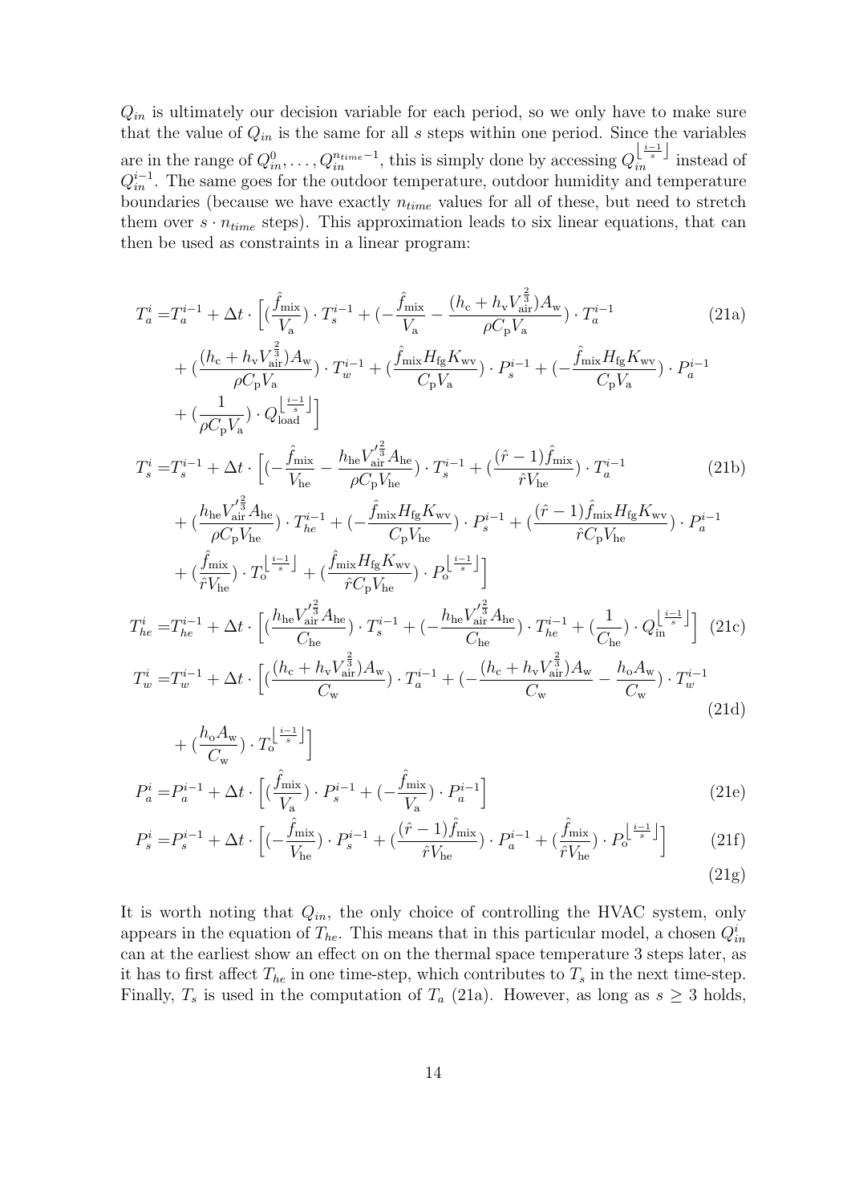$Q_{in}$ is ultimately our decision variable for each period, so we only have to make sure that the value of $Q_{in}$ is the same for all $s$ steps within one period. Since the variables are in the range of $Q_{in}^0, \ldots, Q_{in}^{n_{time}-1}$, this is simply done by accessing $Q_{in}^{\lfloor \frac{i-1}{s} \rfloor}$ instead of $Q_{in}^{i-1}$. The same goes for the outdoor temperature, outdoor humidity and temperature boundaries (because we have exactly $n_{time}$ values for all of these, but need to stretch them over $s \cdot n_{time}$ steps). This approximation leads to six linear equations, that can then be used as constraints in a linear program:

$$
\begin{aligned}
T_a^i =& T_a^{i-1} + \Delta t \cdot \Big[ (\frac{\hat{f}_{\text{mix}}}{V_{\text{a}}}) \cdot T_s^{i-1} + (-\frac{\hat{f}_{\text{mix}}}{V_{\text{a}}} - \frac{(h_{\text{c}} + h_{\text{v}} V_{\text{air}}^{\frac{2}{3}}) A_{\text{w}}}{\rho C_{\text{p}} V_{\text{a}}}) \cdot T_a^{i-1} \\
&+ (\frac{(h_{\text{c}} + h_{\text{v}} V_{\text{air}}^{\frac{2}{3}}) A_{\text{w}}}{\rho C_{\text{p}} V_{\text{a}}}) \cdot T_w^{i-1} + (\frac{\hat{f}_{\text{mix}} H_{\text{fg}} K_{\text{wv}}}{C_{\text{p}} V_{\text{a}}}) \cdot P_s^{i-1} + (-\frac{\hat{f}_{\text{mix}} H_{\text{fg}} K_{\text{wv}}}{C_{\text{p}} V_{\text{a}}}) \cdot P_a^{i-1} \\
&+ (\frac{1}{\rho C_{\text{p}} V_{\text{a}}}) \cdot Q_{\text{load}}^{\lfloor \frac{i-1}{s} \rfloor} \Big]
\end{aligned} \tag{21a}
$$

$$
\begin{aligned}
T_s^i =& T_s^{i-1} + \Delta t \cdot \Big[ (-\frac{\hat{f}_{\text{mix}}}{V_{\text{he}}} - \frac{h_{\text{he}} V_{\text{air}}'^{\frac{2}{3}} A_{\text{he}}}{\rho C_{\text{p}} V_{\text{he}}}) \cdot T_s^{i-1} + (\frac{(\hat{r} - 1)\hat{f}_{\text{mix}}}{\hat{r} V_{\text{he}}}) \cdot T_a^{i-1} \\
&+ (\frac{h_{\text{he}} V_{\text{air}}'^{\frac{2}{3}} A_{\text{he}}}{\rho C_{\text{p}} V_{\text{he}}}) \cdot T_{he}^{i-1} + (-\frac{\hat{f}_{\text{mix}} H_{\text{fg}} K_{\text{wv}}}{C_{\text{p}} V_{\text{he}}}) \cdot P_s^{i-1} + (\frac{(\hat{r} - 1)\hat{f}_{\text{mix}} H_{\text{fg}} K_{\text{wv}}}{\hat{r} C_{\text{p}} V_{\text{he}}}) \cdot P_a^{i-1} \\
&+ (\frac{\hat{f}_{\text{mix}}}{\hat{r} V_{\text{he}}}) \cdot T_{\text{o}}^{\lfloor \frac{i-1}{s} \rfloor} + (\frac{\hat{f}_{\text{mix}} H_{\text{fg}} K_{\text{wv}}}{\hat{r} C_{\text{p}} V_{\text{he}}}) \cdot P_{\text{o}}^{\lfloor \frac{i-1}{s} \rfloor} \Big]
\end{aligned} \tag{21b}
$$

$$
T_{he}^i = T_{he}^{i-1} + \Delta t \cdot \Big[ (\frac{h_{\text{he}} V_{\text{air}}'^{\frac{2}{3}} A_{\text{he}}}{C_{\text{he}}}) \cdot T_s^{i-1} + (-\frac{h_{\text{he}} V_{\text{air}}'^{\frac{2}{3}} A_{\text{he}}}{C_{\text{he}}}) \cdot T_{he}^{i-1} + (\frac{1}{C_{\text{he}}}) \cdot Q_{\text{in}}^{\lfloor \frac{i-1}{s} \rfloor} \Big] \tag{21c}
$$

$$
\begin{aligned}
T_w^i =& T_w^{i-1} + \Delta t \cdot \Big[ (\frac{(h_{\text{c}} + h_{\text{v}} V_{\text{air}}^{\frac{2}{3}}) A_{\text{w}}}{C_{\text{w}}}) \cdot T_a^{i-1} + (-\frac{(h_{\text{c}} + h_{\text{v}} V_{\text{air}}^{\frac{2}{3}}) A_{\text{w}}}{C_{\text{w}}} - \frac{h_{\text{o}} A_{\text{w}}}{C_{\text{w}}}) \cdot T_w^{i-1} \\
&+ (\frac{h_{\text{o}} A_{\text{w}}}{C_{\text{w}}}) \cdot T_{\text{o}}^{\lfloor \frac{i-1}{s} \rfloor} \Big]
\end{aligned} \tag{21d}
$$

$$
P_a^i = P_a^{i-1} + \Delta t \cdot \Big[ (\frac{\hat{f}_{\text{mix}}}{V_{\text{a}}}) \cdot P_s^{i-1} + (-\frac{\hat{f}_{\text{mix}}}{V_{\text{a}}}) \cdot P_a^{i-1} \Big] \tag{21e}
$$

$$
P_s^i = P_s^{i-1} + \Delta t \cdot \Big[ (-\frac{\hat{f}_{\text{mix}}}{V_{\text{he}}}) \cdot P_s^{i-1} + (\frac{(\hat{r} - 1)\hat{f}_{\text{mix}}}{\hat{r} V_{\text{he}}}) \cdot P_a^{i-1} + (\frac{\hat{f}_{\text{mix}}}{\hat{r} V_{\text{he}}}) \cdot P_{\text{o}}^{\lfloor \frac{i-1}{s} \rfloor} \Big] \tag{21f}
$$

$$
\tag{21g}
$$

It is worth noting that $Q_{in}$, the only choice of controlling the HVAC system, only appears in the equation of $T_{he}$. This means that in this particular model, a chosen $Q_{in}^i$ can at the earliest show an effect on on the thermal space temperature 3 steps later, as it has to first affect $T_{he}$ in one time-step, which contributes to $T_s$ in the next time-step. Finally, $T_s$ is used in the computation of $T_a$ (21a). However, as long as $s \geq 3$ holds,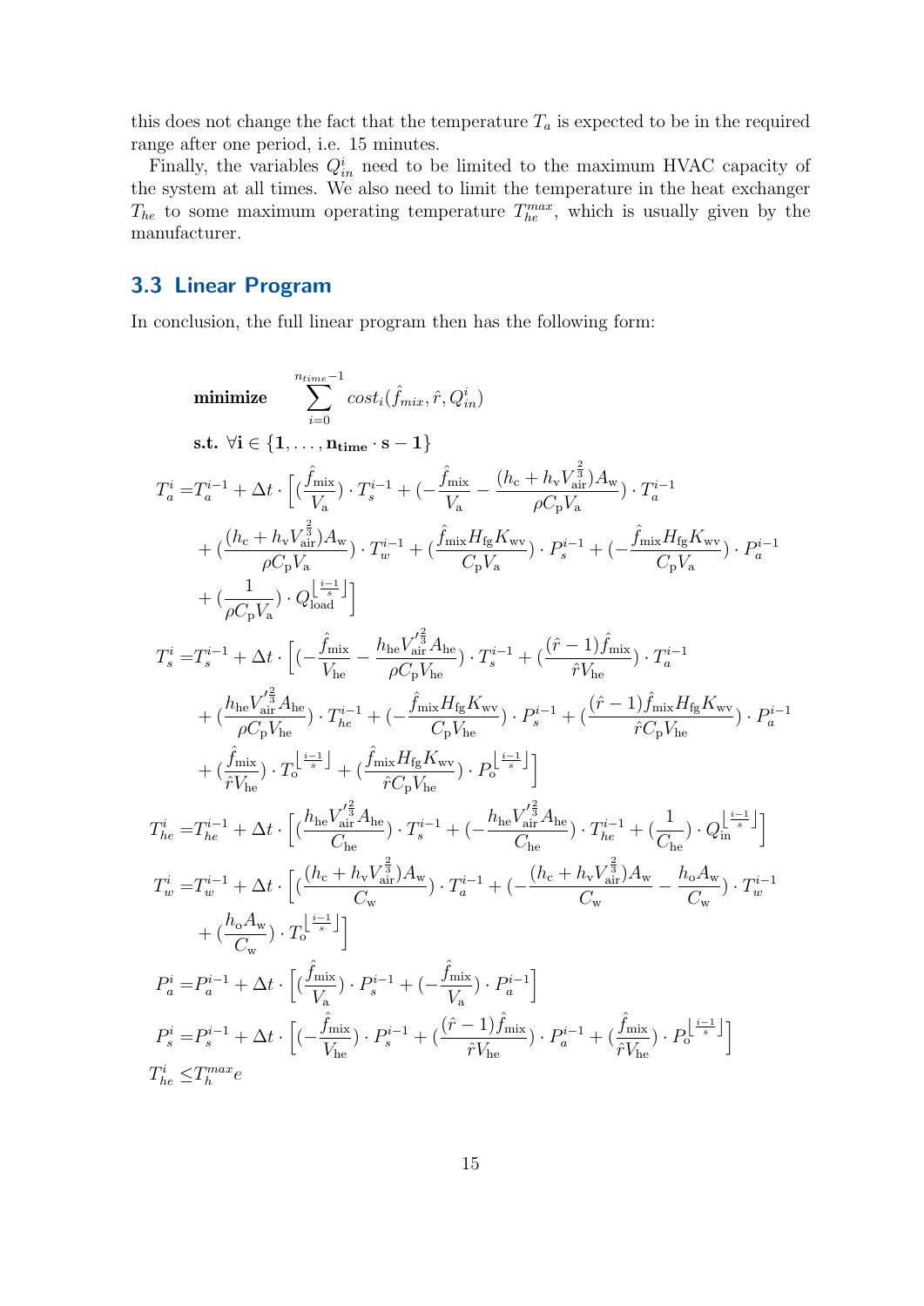this does not change the fact that the temperature $T_a$ is expected to be in the required range after one period, i.e. 15 minutes.

Finally, the variables $Q_{in}^i$ need to be limited to the maximum HVAC capacity of the system at all times. We also need to limit the temperature in the heat exchanger $T_{he}$ to some maximum operating temperature $T_{he}^{max}$, which is usually given by the manufacturer.

## 3.3 Linear Program

In conclusion, the full linear program then has the following form:

$$\textbf{minimize} \quad \sum_{i=0}^{n_{time}-1} cost_i(\hat{f}_{mix}, \hat{r}, Q_{in}^i)$$

$$\textbf{s.t.} \ \forall \mathbf{i} \in \{\mathbf{1}, \ldots, \mathbf{n_{time}} \cdot \mathbf{s} - \mathbf{1}\}$$

$$\begin{aligned}
T_a^i =& T_a^{i-1} + \Delta t \cdot \Big[ (\frac{\hat{f}_{\text{mix}}}{V_{\text{a}}}) \cdot T_s^{i-1} + (-\frac{\hat{f}_{\text{mix}}}{V_{\text{a}}} - \frac{(h_{\text{c}} + h_{\text{v}} V_{\text{air}}^{\frac{2}{3}}) A_{\text{w}}}{\rho C_{\text{p}} V_{\text{a}}}) \cdot T_a^{i-1} \\
&+ (\frac{(h_{\text{c}} + h_{\text{v}} V_{\text{air}}^{\frac{2}{3}}) A_{\text{w}}}{\rho C_{\text{p}} V_{\text{a}}}) \cdot T_w^{i-1} + (\frac{\hat{f}_{\text{mix}} H_{\text{fg}} K_{\text{wv}}}{C_{\text{p}} V_{\text{a}}}) \cdot P_s^{i-1} + (-\frac{\hat{f}_{\text{mix}} H_{\text{fg}} K_{\text{wv}}}{C_{\text{p}} V_{\text{a}}}) \cdot P_a^{i-1} \\
&+ (\frac{1}{\rho C_{\text{p}} V_{\text{a}}}) \cdot Q_{\text{load}}^{\lfloor \frac{i-1}{s} \rfloor} \Big] \\
T_s^i =& T_s^{i-1} + \Delta t \cdot \Big[ (-\frac{\hat{f}_{\text{mix}}}{V_{\text{he}}} - \frac{h_{\text{he}} V_{\text{air}}'^{\frac{2}{3}} A_{\text{he}}}{\rho C_{\text{p}} V_{\text{he}}}) \cdot T_s^{i-1} + (\frac{(\hat{r} - 1) \hat{f}_{\text{mix}}}{\hat{r} V_{\text{he}}}) \cdot T_a^{i-1} \\
&+ (\frac{h_{\text{he}} V_{\text{air}}'^{\frac{2}{3}} A_{\text{he}}}{\rho C_{\text{p}} V_{\text{he}}}) \cdot T_{he}^{i-1} + (-\frac{\hat{f}_{\text{mix}} H_{\text{fg}} K_{\text{wv}}}{C_{\text{p}} V_{\text{he}}}) \cdot P_s^{i-1} + (\frac{(\hat{r} - 1) \hat{f}_{\text{mix}} H_{\text{fg}} K_{\text{wv}}}{\hat{r} C_{\text{p}} V_{\text{he}}}) \cdot P_a^{i-1} \\
&+ (\frac{\hat{f}_{\text{mix}}}{\hat{r} V_{\text{he}}}) \cdot T_{\text{o}}^{\lfloor \frac{i-1}{s} \rfloor} + (\frac{\hat{f}_{\text{mix}} H_{\text{fg}} K_{\text{wv}}}{\hat{r} C_{\text{p}} V_{\text{he}}}) \cdot P_{\text{o}}^{\lfloor \frac{i-1}{s} \rfloor} \Big] \\
T_{he}^i =& T_{he}^{i-1} + \Delta t \cdot \Big[ (\frac{h_{\text{he}} V_{\text{air}}'^{\frac{2}{3}} A_{\text{he}}}{C_{\text{he}}}) \cdot T_s^{i-1} + (-\frac{h_{\text{he}} V_{\text{air}}'^{\frac{2}{3}} A_{\text{he}}}{C_{\text{he}}}) \cdot T_{he}^{i-1} + (\frac{1}{C_{\text{he}}}) \cdot Q_{\text{in}}^{\lfloor \frac{i-1}{s} \rfloor} \Big] \\
T_w^i =& T_w^{i-1} + \Delta t \cdot \Big[ (\frac{(h_{\text{c}} + h_{\text{v}} V_{\text{air}}^{\frac{2}{3}}) A_{\text{w}}}{C_{\text{w}}}) \cdot T_a^{i-1} + (-\frac{(h_{\text{c}} + h_{\text{v}} V_{\text{air}}^{\frac{2}{3}}) A_{\text{w}}}{C_{\text{w}}} - \frac{h_{\text{o}} A_{\text{w}}}{C_{\text{w}}}) \cdot T_w^{i-1} \\
&+ (\frac{h_{\text{o}} A_{\text{w}}}{C_{\text{w}}}) \cdot T_{\text{o}}^{\lfloor \frac{i-1}{s} \rfloor} \Big] \\
P_a^i =& P_a^{i-1} + \Delta t \cdot \Big[ (\frac{\hat{f}_{\text{mix}}}{V_{\text{a}}}) \cdot P_s^{i-1} + (-\frac{\hat{f}_{\text{mix}}}{V_{\text{a}}}) \cdot P_a^{i-1} \Big] \\
P_s^i =& P_s^{i-1} + \Delta t \cdot \Big[ (-\frac{\hat{f}_{\text{mix}}}{V_{\text{he}}}) \cdot P_s^{i-1} + (\frac{(\hat{r} - 1) \hat{f}_{\text{mix}}}{\hat{r} V_{\text{he}}}) \cdot P_a^{i-1} + (\frac{\hat{f}_{\text{mix}}}{\hat{r} V_{\text{he}}}) \cdot P_{\text{o}}^{\lfloor \frac{i-1}{s} \rfloor} \Big] \\
T_{he}^i \leq& T_h^{max} e
\end{aligned}$$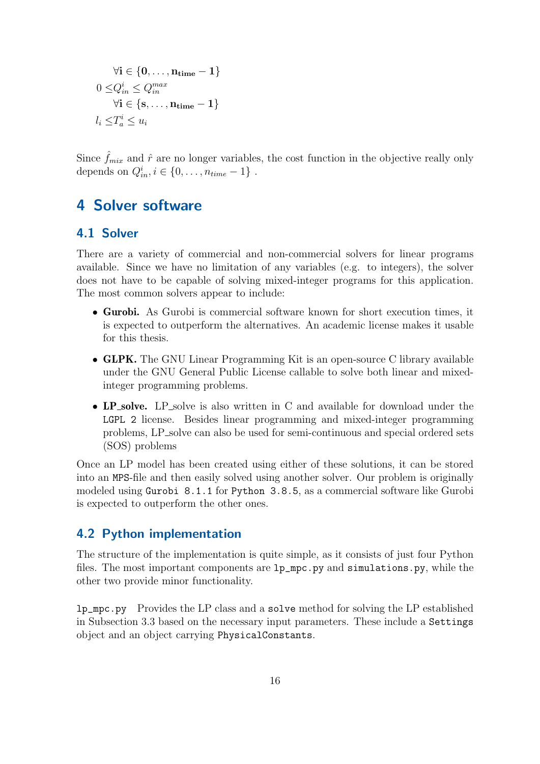$$\forall \mathbf{i} \in \{\mathbf{0}, \ldots, \mathbf{n_{time}} - \mathbf{1}\}$$

$$0 \leq Q_{in}^{i} \leq Q_{in}^{max}$$

$$\forall \mathbf{i} \in \{\mathbf{s}, \ldots, \mathbf{n_{time}} - \mathbf{1}\}$$

$$l_i \leq T_a^i \leq u_i$$

Since $\hat{f}_{mix}$ and $\hat{r}$ are no longer variables, the cost function in the objective really only depends on $Q_{in}^{i}, i \in \{0, \ldots, n_{time} - 1\}$ .

# 4 Solver software

## 4.1 Solver

There are a variety of commercial and non-commercial solvers for linear programs available. Since we have no limitation of any variables (e.g. to integers), the solver does not have to be capable of solving mixed-integer programs for this application. The most common solvers appear to include:

- **Gurobi.** As Gurobi is commercial software known for short execution times, it is expected to outperform the alternatives. An academic license makes it usable for this thesis.
- **GLPK.** The GNU Linear Programming Kit is an open-source C library available under the GNU General Public License callable to solve both linear and mixed-integer programming problems.
- **LP_solve.** LP_solve is also written in C and available for download under the `LGPL 2` license. Besides linear programming and mixed-integer programming problems, LP_solve can also be used for semi-continuous and special ordered sets (SOS) problems

Once an LP model has been created using either of these solutions, it can be stored into an `MPS`-file and then easily solved using another solver. Our problem is originally modeled using `Gurobi 8.1.1` for `Python 3.8.5`, as a commercial software like Gurobi is expected to outperform the other ones.

## 4.2 Python implementation

The structure of the implementation is quite simple, as it consists of just four Python files. The most important components are `lp_mpc.py` and `simulations.py`, while the other two provide minor functionality.

`lp_mpc.py` Provides the LP class and a `solve` method for solving the LP established in Subsection 3.3 based on the necessary input parameters. These include a `Settings` object and an object carrying `PhysicalConstants`.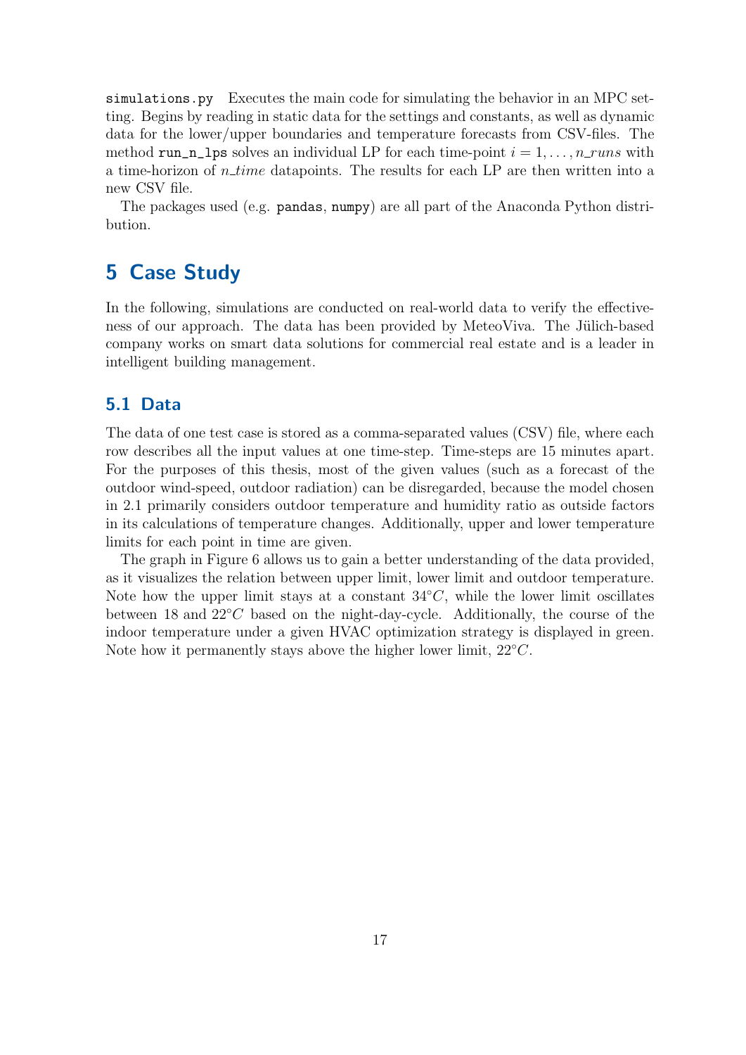`simulations.py` Executes the main code for simulating the behavior in an MPC setting. Begins by reading in static data for the settings and constants, as well as dynamic data for the lower/upper boundaries and temperature forecasts from CSV-files. The method `run_n_lps` solves an individual LP for each time-point $i = 1, \ldots, n\_runs$ with a time-horizon of $n\_time$ datapoints. The results for each LP are then written into a new CSV file.

The packages used (e.g. `pandas`, `numpy`) are all part of the Anaconda Python distribution.

# 5 Case Study

In the following, simulations are conducted on real-world data to verify the effectiveness of our approach. The data has been provided by MeteoViva. The Jülich-based company works on smart data solutions for commercial real estate and is a leader in intelligent building management.

## 5.1 Data

The data of one test case is stored as a comma-separated values (CSV) file, where each row describes all the input values at one time-step. Time-steps are 15 minutes apart. For the purposes of this thesis, most of the given values (such as a forecast of the outdoor wind-speed, outdoor radiation) can be disregarded, because the model chosen in 2.1 primarily considers outdoor temperature and humidity ratio as outside factors in its calculations of temperature changes. Additionally, upper and lower temperature limits for each point in time are given.

The graph in Figure 6 allows us to gain a better understanding of the data provided, as it visualizes the relation between upper limit, lower limit and outdoor temperature. Note how the upper limit stays at a constant $34°C$, while the lower limit oscillates between 18 and $22°C$ based on the night-day-cycle. Additionally, the course of the indoor temperature under a given HVAC optimization strategy is displayed in green. Note how it permanently stays above the higher lower limit, $22°C$.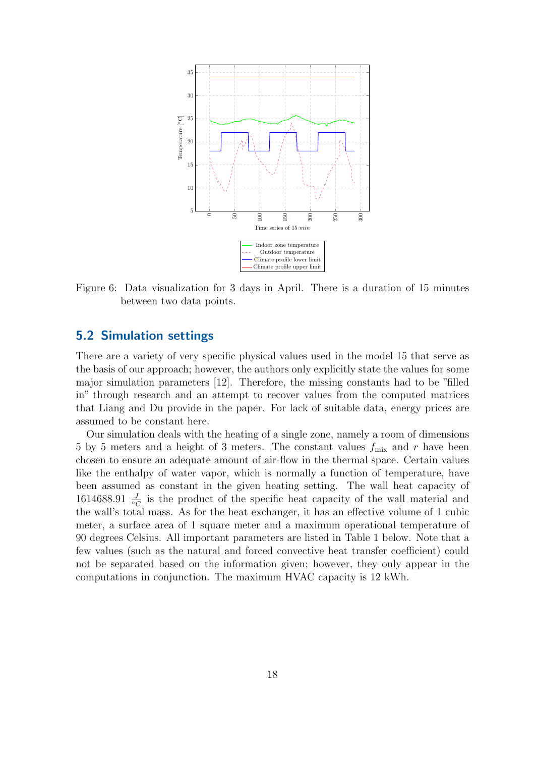Figure 6: Data visualization for 3 days in April. There is a duration of 15 minutes between two data points.

## 5.2 Simulation settings

There are a variety of very specific physical values used in the model 15 that serve as the basis of our approach; however, the authors only explicitly state the values for some major simulation parameters [12]. Therefore, the missing constants had to be "filled in" through research and an attempt to recover values from the computed matrices that Liang and Du provide in the paper. For lack of suitable data, energy prices are assumed to be constant here.

Our simulation deals with the heating of a single zone, namely a room of dimensions 5 by 5 meters and a height of 3 meters. The constant values $f_{\text{mix}}$ and $r$ have been chosen to ensure an adequate amount of air-flow in the thermal space. Certain values like the enthalpy of water vapor, which is normally a function of temperature, have been assumed as constant in the given heating setting. The wall heat capacity of 1614688.91 $\frac{J}{°C}$ is the product of the specific heat capacity of the wall material and the wall's total mass. As for the heat exchanger, it has an effective volume of 1 cubic meter, a surface area of 1 square meter and a maximum operational temperature of 90 degrees Celsius. All important parameters are listed in Table 1 below. Note that a few values (such as the natural and forced convective heat transfer coefficient) could not be separated based on the information given; however, they only appear in the computations in conjunction. The maximum HVAC capacity is 12 kWh.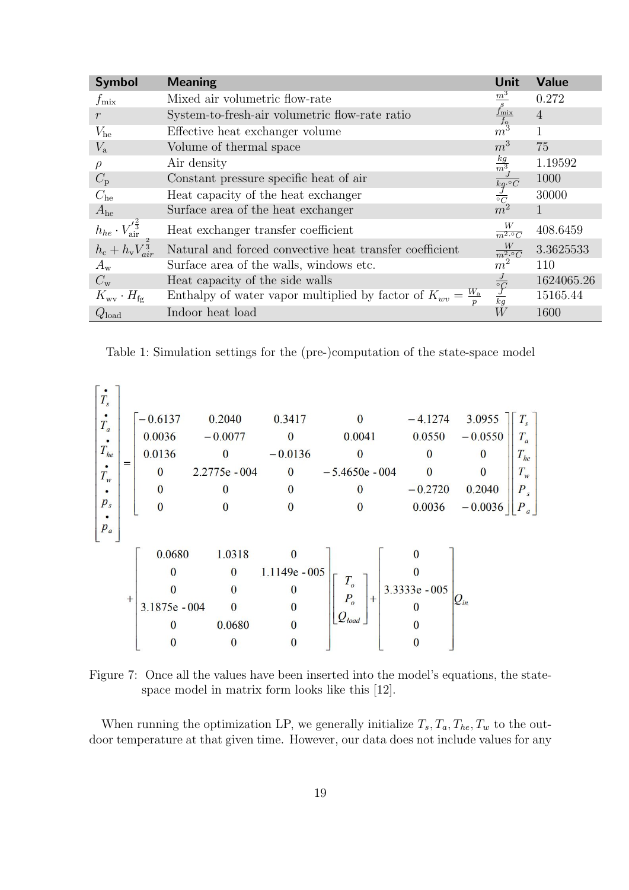| Symbol | Meaning | Unit | Value |
|---|---|---|---|
| $f_{\text{mix}}$ | Mixed air volumetric flow-rate | $\frac{m^3}{s}$ | 0.272 |
| $r$ | System-to-fresh-air volumetric flow-rate ratio | $\frac{f_{\text{mix}}}{f_o}$ | 4 |
| $V_{\text{he}}$ | Effective heat exchanger volume | $m^3$ | 1 |
| $V_{\text{a}}$ | Volume of thermal space | $m^3$ | 75 |
| $\rho$ | Air density | $\frac{kg}{m^3}$ | 1.19592 |
| $C_{\text{p}}$ | Constant pressure specific heat of air | $\frac{J}{kg \cdot {}^\circ C}$ | 1000 |
| $C_{\text{he}}$ | Heat capacity of the heat exchanger | $\frac{J}{{}^\circ C}$ | 30000 |
| $A_{\text{he}}$ | Surface area of the heat exchanger | $m^2$ | 1 |
| $h_{he} \cdot V'^{\frac{2}{3}}_{\text{air}}$ | Heat exchanger transfer coefficient | $\frac{W}{m^2 \cdot {}^\circ C}$ | 408.6459 |
| $h_{\text{c}} + h_{\text{v}} V^{\frac{2}{3}}_{air}$ | Natural and forced convective heat transfer coefficient | $\frac{W}{m^2 \cdot {}^\circ C}$ | 3.3625533 |
| $A_{\text{w}}$ | Surface area of the walls, windows etc. | $m^2$ | 110 |
| $C_{\text{w}}$ | Heat capacity of the side walls | $\frac{J}{{}^\circ C}$ | 1624065.26 |
| $K_{\text{wv}} \cdot H_{\text{fg}}$ | Enthalpy of water vapor multiplied by factor of $K_{wv} = \frac{W_{\text{a}}}{p}$ | $\frac{J}{kg}$ | 15165.44 |
| $Q_{\text{load}}$ | Indoor heat load | $W$ | 1600 |

Table 1: Simulation settings for the (pre-)computation of the state-space model

$$
\begin{bmatrix} \dot{T}_s \\ \dot{T}_a \\ \dot{T}_{he} \\ \dot{T}_w \\ \dot{p}_s \\ \dot{p}_a \end{bmatrix}
=
\begin{bmatrix}
-0.6137 & 0.2040 & 0.3417 & 0 & -4.1274 & 3.0955 \\
0.0036 & -0.0077 & 0 & 0.0041 & 0.0550 & -0.0550 \\
0.0136 & 0 & -0.0136 & 0 & 0 & 0 \\
0 & 2.2775\text{e-}004 & 0 & -5.4650\text{e-}004 & 0 & 0 \\
0 & 0 & 0 & 0 & -0.2720 & 0.2040 \\
0 & 0 & 0 & 0 & 0.0036 & -0.0036
\end{bmatrix}
\begin{bmatrix} T_s \\ T_a \\ T_{he} \\ T_w \\ P_s \\ P_a \end{bmatrix}
$$

$$
+
\begin{bmatrix}
0.0680 & 1.0318 & 0 \\
0 & 0 & 1.1149\text{e-}005 \\
0 & 0 & 0 \\
3.1875\text{e-}004 & 0 & 0 \\
0 & 0.0680 & 0 \\
0 & 0 & 0
\end{bmatrix}
\begin{bmatrix} T_o \\ P_o \\ Q_{load} \end{bmatrix}
+
\begin{bmatrix} 0 \\ 0 \\ 3.3333\text{e-}005 \\ 0 \\ 0 \\ 0 \end{bmatrix} Q_{in}
$$

Figure 7: Once all the values have been inserted into the model's equations, the state-space model in matrix form looks like this [12].

When running the optimization LP, we generally initialize $T_s, T_a, T_{he}, T_w$ to the outdoor temperature at that given time. However, our data does not include values for any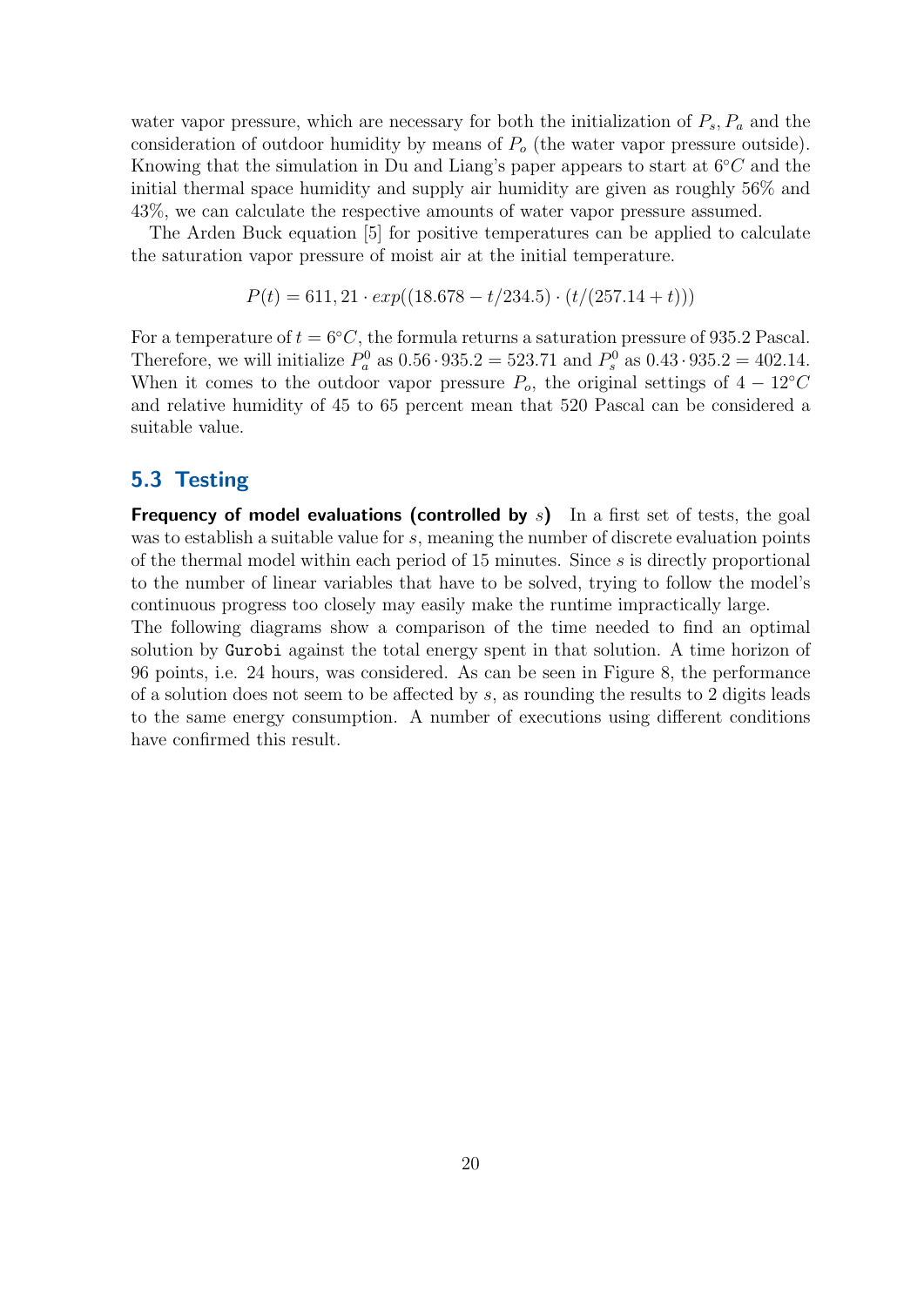water vapor pressure, which are necessary for both the initialization of $P_s, P_a$ and the consideration of outdoor humidity by means of $P_o$ (the water vapor pressure outside). Knowing that the simulation in Du and Liang's paper appears to start at $6°C$ and the initial thermal space humidity and supply air humidity are given as roughly 56% and 43%, we can calculate the respective amounts of water vapor pressure assumed.

The Arden Buck equation [5] for positive temperatures can be applied to calculate the saturation vapor pressure of moist air at the initial temperature.

$$P(t) = 611,21 \cdot exp((18.678 - t/234.5) \cdot (t/(257.14 + t)))$$

For a temperature of $t = 6°C$, the formula returns a saturation pressure of 935.2 Pascal. Therefore, we will initialize $P_a^0$ as $0.56 \cdot 935.2 = 523.71$ and $P_s^0$ as $0.43 \cdot 935.2 = 402.14$. When it comes to the outdoor vapor pressure $P_o$, the original settings of $4 - 12°C$ and relative humidity of 45 to 65 percent mean that 520 Pascal can be considered a suitable value.

## 5.3 Testing

**Frequency of model evaluations (controlled by $s$)** In a first set of tests, the goal was to establish a suitable value for $s$, meaning the number of discrete evaluation points of the thermal model within each period of 15 minutes. Since $s$ is directly proportional to the number of linear variables that have to be solved, trying to follow the model's continuous progress too closely may easily make the runtime impractically large.

The following diagrams show a comparison of the time needed to find an optimal solution by `Gurobi` against the total energy spent in that solution. A time horizon of 96 points, i.e. 24 hours, was considered. As can be seen in Figure 8, the performance of a solution does not seem to be affected by $s$, as rounding the results to 2 digits leads to the same energy consumption. A number of executions using different conditions have confirmed this result.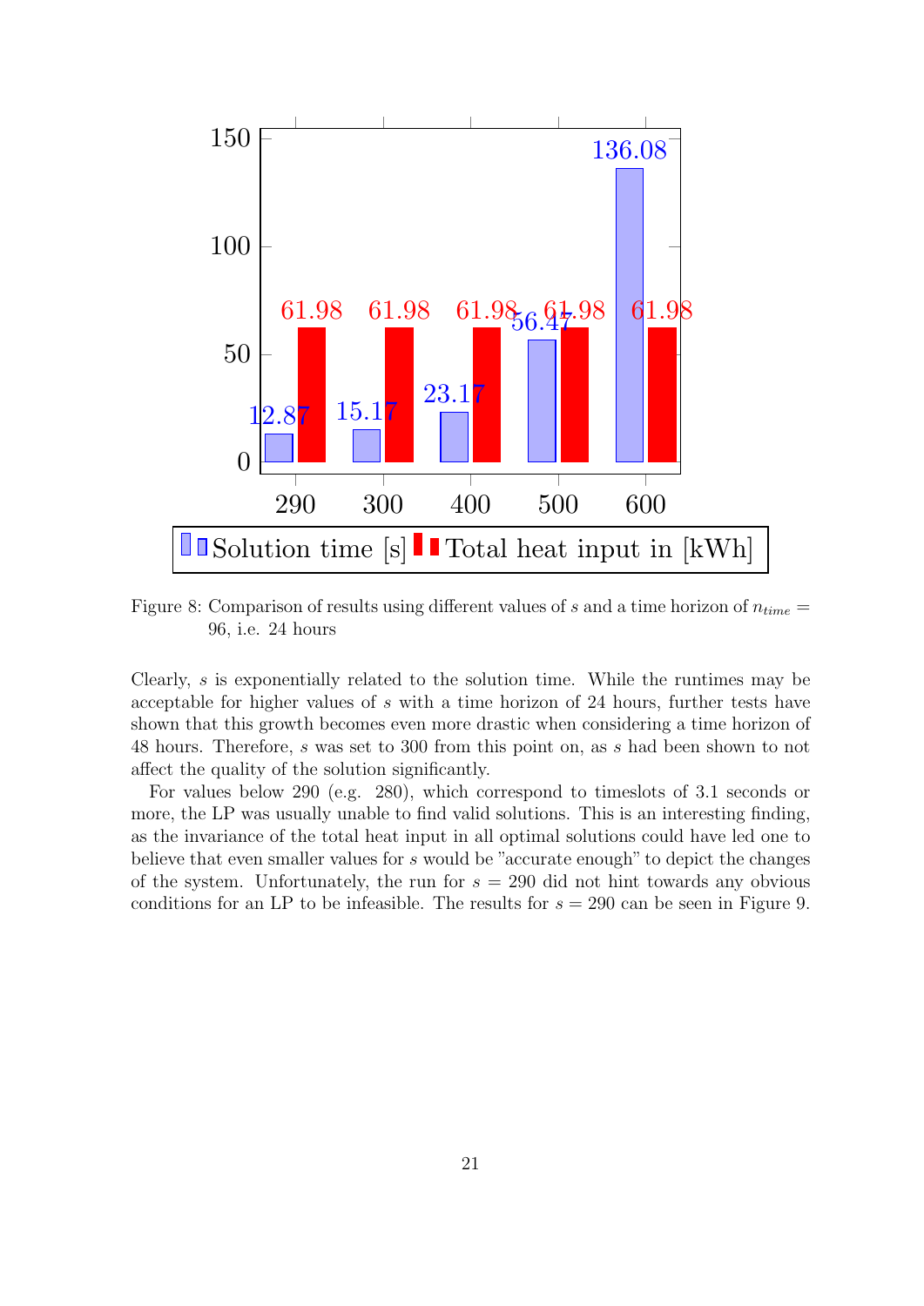| s | Solution time [s] | Total heat input in [kWh] |
|---|---|---|
| 290 | 12.87 | 61.98 |
| 300 | 15.17 | 61.98 |
| 400 | 23.17 | 61.98 |
| 500 | 56.47 | 61.98 |
| 600 | 136.08 | 61.98 |

Figure 8: Comparison of results using different values of $s$ and a time horizon of $n_{time} = 96$, i.e. 24 hours

Clearly, $s$ is exponentially related to the solution time. While the runtimes may be acceptable for higher values of $s$ with a time horizon of 24 hours, further tests have shown that this growth becomes even more drastic when considering a time horizon of 48 hours. Therefore, $s$ was set to 300 from this point on, as $s$ had been shown to not affect the quality of the solution significantly.

For values below 290 (e.g. 280), which correspond to timeslots of 3.1 seconds or more, the LP was usually unable to find valid solutions. This is an interesting finding, as the invariance of the total heat input in all optimal solutions could have led one to believe that even smaller values for $s$ would be "accurate enough" to depict the changes of the system. Unfortunately, the run for $s = 290$ did not hint towards any obvious conditions for an LP to be infeasible. The results for $s = 290$ can be seen in Figure 9.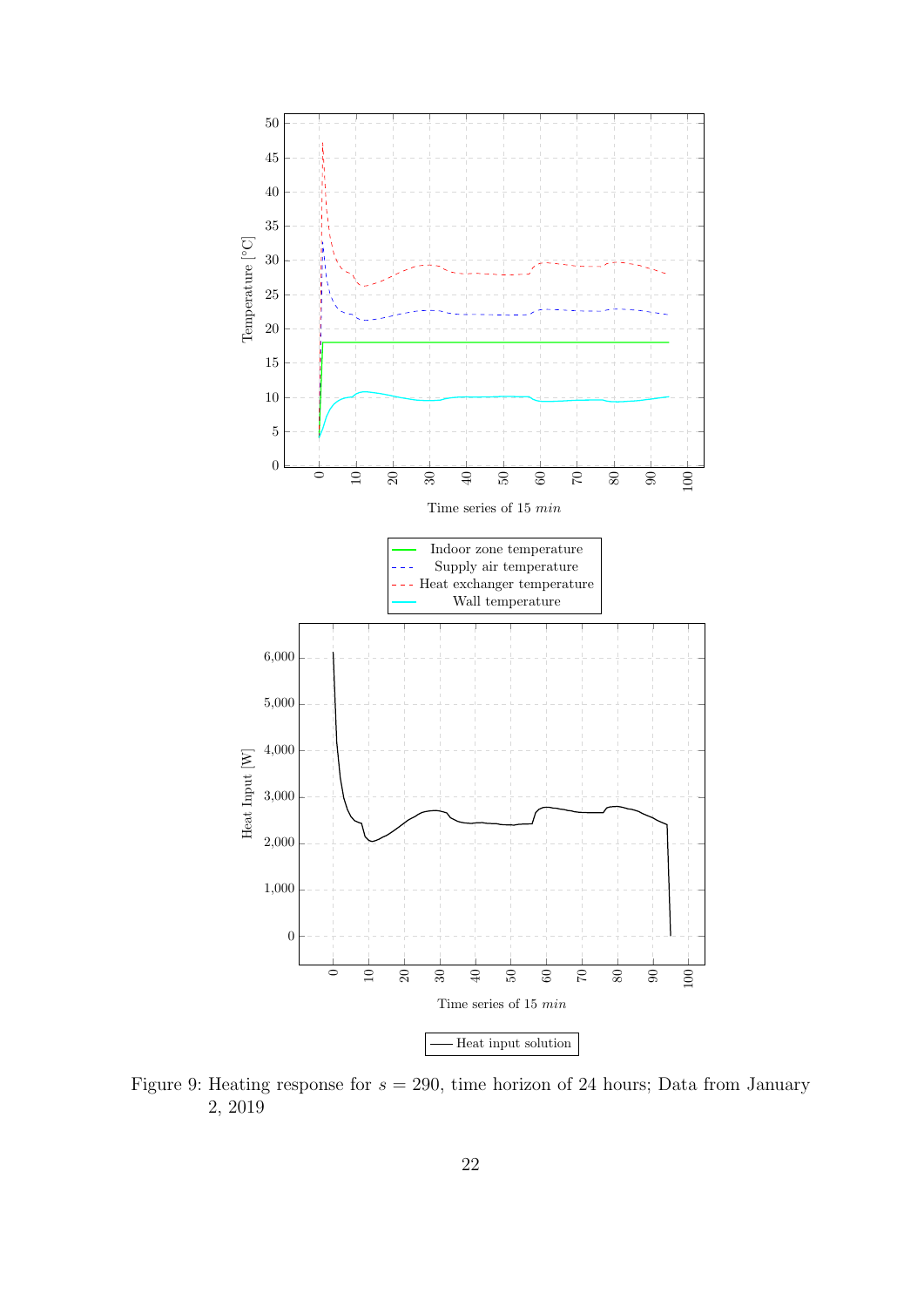Figure 9: Heating response for $s = 290$, time horizon of 24 hours; Data from January 2, 2019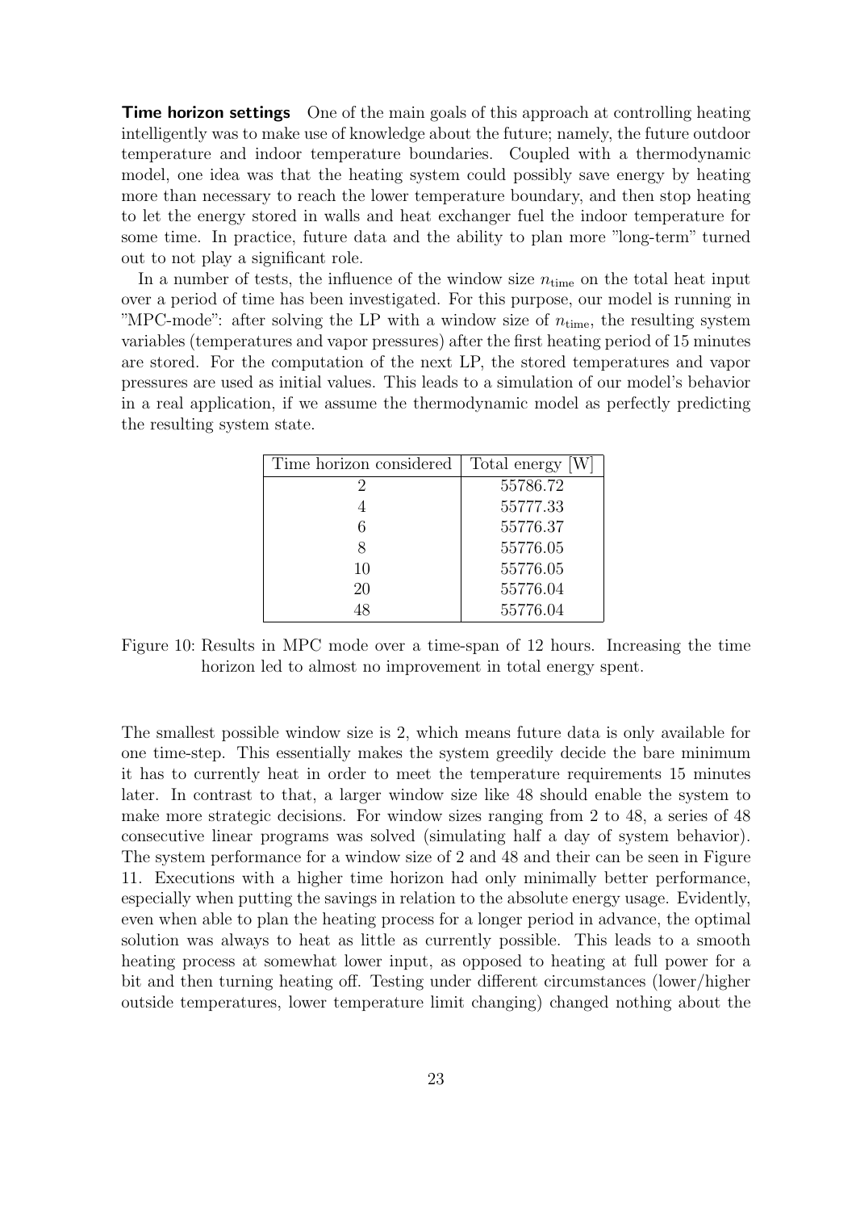**Time horizon settings** One of the main goals of this approach at controlling heating intelligently was to make use of knowledge about the future; namely, the future outdoor temperature and indoor temperature boundaries. Coupled with a thermodynamic model, one idea was that the heating system could possibly save energy by heating more than necessary to reach the lower temperature boundary, and then stop heating to let the energy stored in walls and heat exchanger fuel the indoor temperature for some time. In practice, future data and the ability to plan more "long-term" turned out to not play a significant role.

In a number of tests, the influence of the window size $n_{\text{time}}$ on the total heat input over a period of time has been investigated. For this purpose, our model is running in "MPC-mode": after solving the LP with a window size of $n_{\text{time}}$, the resulting system variables (temperatures and vapor pressures) after the first heating period of 15 minutes are stored. For the computation of the next LP, the stored temperatures and vapor pressures are used as initial values. This leads to a simulation of our model's behavior in a real application, if we assume the thermodynamic model as perfectly predicting the resulting system state.

| Time horizon considered | Total energy [W] |
|---|---|
| 2 | 55786.72 |
| 4 | 55777.33 |
| 6 | 55776.37 |
| 8 | 55776.05 |
| 10 | 55776.05 |
| 20 | 55776.04 |
| 48 | 55776.04 |

Figure 10: Results in MPC mode over a time-span of 12 hours. Increasing the time horizon led to almost no improvement in total energy spent.

The smallest possible window size is 2, which means future data is only available for one time-step. This essentially makes the system greedily decide the bare minimum it has to currently heat in order to meet the temperature requirements 15 minutes later. In contrast to that, a larger window size like 48 should enable the system to make more strategic decisions. For window sizes ranging from 2 to 48, a series of 48 consecutive linear programs was solved (simulating half a day of system behavior). The system performance for a window size of 2 and 48 and their can be seen in Figure 11. Executions with a higher time horizon had only minimally better performance, especially when putting the savings in relation to the absolute energy usage. Evidently, even when able to plan the heating process for a longer period in advance, the optimal solution was always to heat as little as currently possible. This leads to a smooth heating process at somewhat lower input, as opposed to heating at full power for a bit and then turning heating off. Testing under different circumstances (lower/higher outside temperatures, lower temperature limit changing) changed nothing about the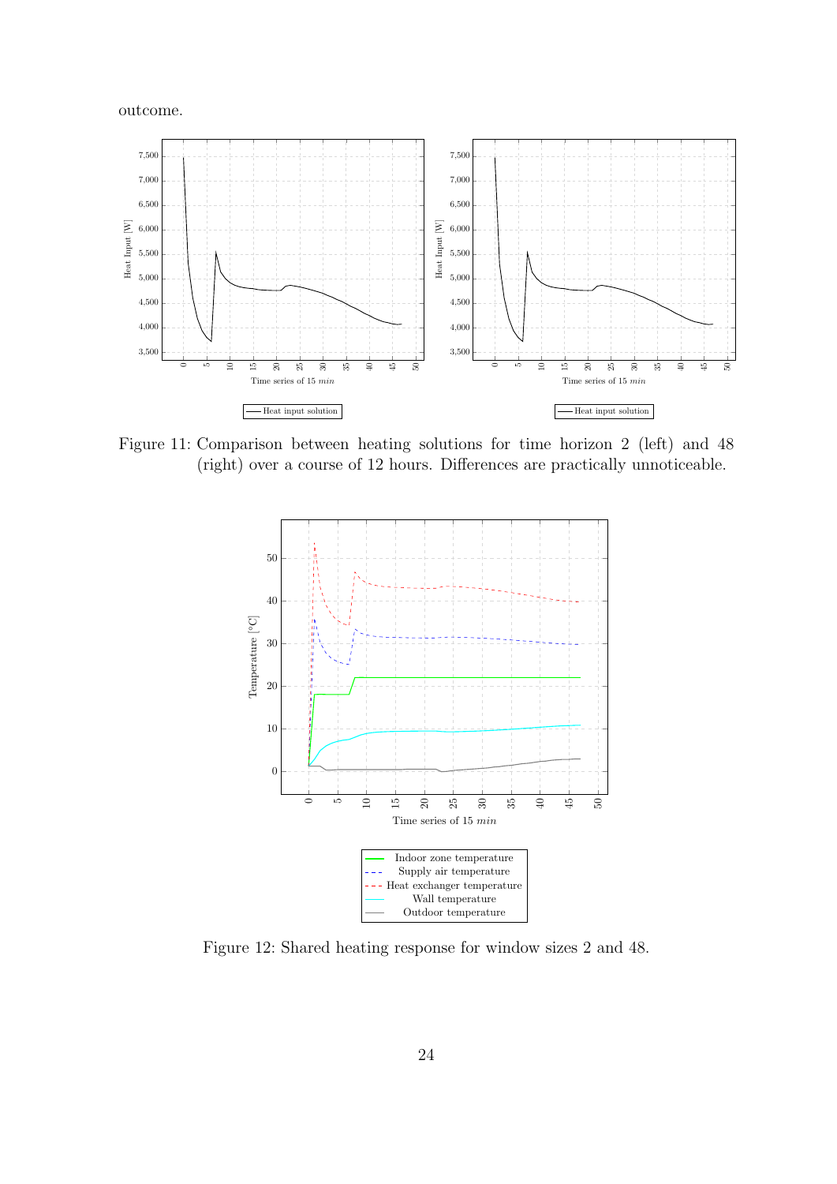outcome.

Figure 11: Comparison between heating solutions for time horizon 2 (left) and 48 (right) over a course of 12 hours. Differences are practically unnoticeable.

Figure 12: Shared heating response for window sizes 2 and 48.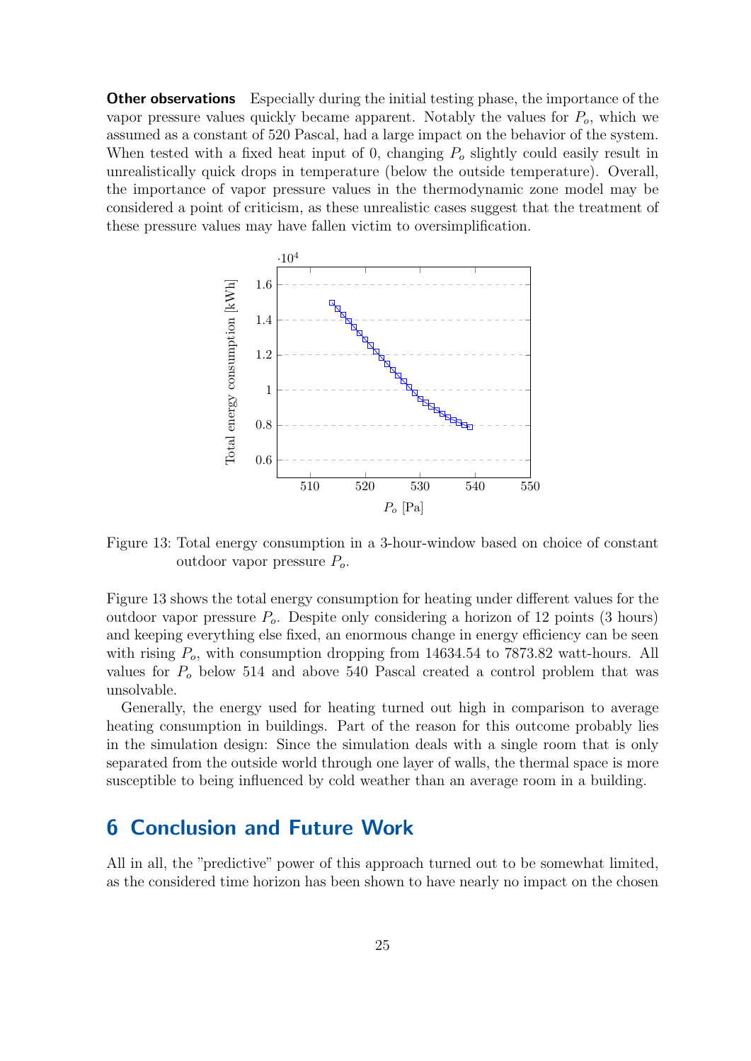**Other observations** Especially during the initial testing phase, the importance of the vapor pressure values quickly became apparent. Notably the values for $P_o$, which we assumed as a constant of 520 Pascal, had a large impact on the behavior of the system. When tested with a fixed heat input of 0, changing $P_o$ slightly could easily result in unrealistically quick drops in temperature (below the outside temperature). Overall, the importance of vapor pressure values in the thermodynamic zone model may be considered a point of criticism, as these unrealistic cases suggest that the treatment of these pressure values may have fallen victim to oversimplification.

Figure 13: Total energy consumption in a 3-hour-window based on choice of constant outdoor vapor pressure $P_o$.

Figure 13 shows the total energy consumption for heating under different values for the outdoor vapor pressure $P_o$. Despite only considering a horizon of 12 points (3 hours) and keeping everything else fixed, an enormous change in energy efficiency can be seen with rising $P_o$, with consumption dropping from 14634.54 to 7873.82 watt-hours. All values for $P_o$ below 514 and above 540 Pascal created a control problem that was unsolvable.

Generally, the energy used for heating turned out high in comparison to average heating consumption in buildings. Part of the reason for this outcome probably lies in the simulation design: Since the simulation deals with a single room that is only separated from the outside world through one layer of walls, the thermal space is more susceptible to being influenced by cold weather than an average room in a building.

## 6 Conclusion and Future Work

All in all, the "predictive" power of this approach turned out to be somewhat limited, as the considered time horizon has been shown to have nearly no impact on the chosen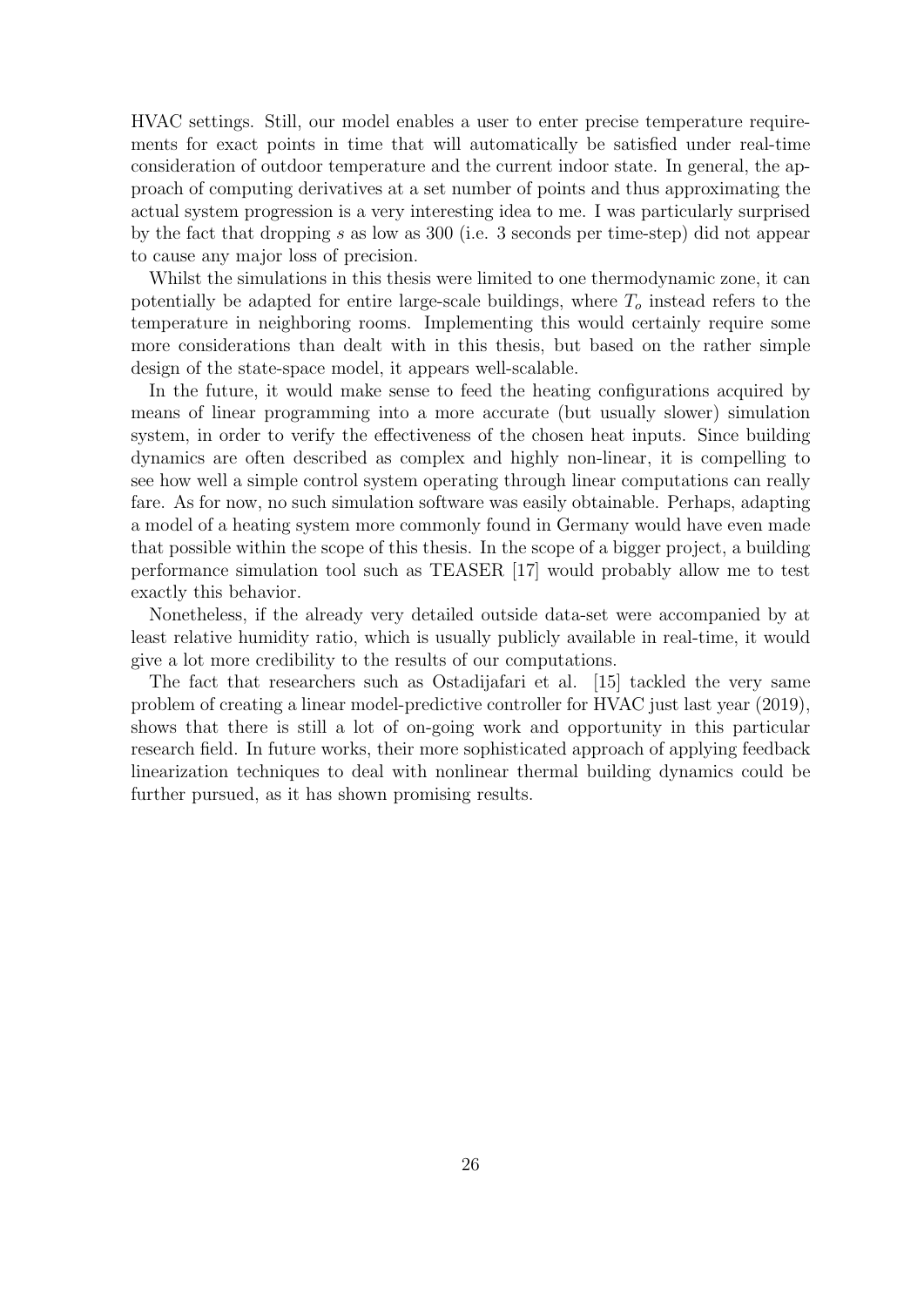HVAC settings. Still, our model enables a user to enter precise temperature requirements for exact points in time that will automatically be satisfied under real-time consideration of outdoor temperature and the current indoor state. In general, the approach of computing derivatives at a set number of points and thus approximating the actual system progression is a very interesting idea to me. I was particularly surprised by the fact that dropping $s$ as low as 300 (i.e. 3 seconds per time-step) did not appear to cause any major loss of precision.

Whilst the simulations in this thesis were limited to one thermodynamic zone, it can potentially be adapted for entire large-scale buildings, where $T_o$ instead refers to the temperature in neighboring rooms. Implementing this would certainly require some more considerations than dealt with in this thesis, but based on the rather simple design of the state-space model, it appears well-scalable.

In the future, it would make sense to feed the heating configurations acquired by means of linear programming into a more accurate (but usually slower) simulation system, in order to verify the effectiveness of the chosen heat inputs. Since building dynamics are often described as complex and highly non-linear, it is compelling to see how well a simple control system operating through linear computations can really fare. As for now, no such simulation software was easily obtainable. Perhaps, adapting a model of a heating system more commonly found in Germany would have even made that possible within the scope of this thesis. In the scope of a bigger project, a building performance simulation tool such as TEASER [17] would probably allow me to test exactly this behavior.

Nonetheless, if the already very detailed outside data-set were accompanied by at least relative humidity ratio, which is usually publicly available in real-time, it would give a lot more credibility to the results of our computations.

The fact that researchers such as Ostadijafari et al. [15] tackled the very same problem of creating a linear model-predictive controller for HVAC just last year (2019), shows that there is still a lot of on-going work and opportunity in this particular research field. In future works, their more sophisticated approach of applying feedback linearization techniques to deal with nonlinear thermal building dynamics could be further pursued, as it has shown promising results.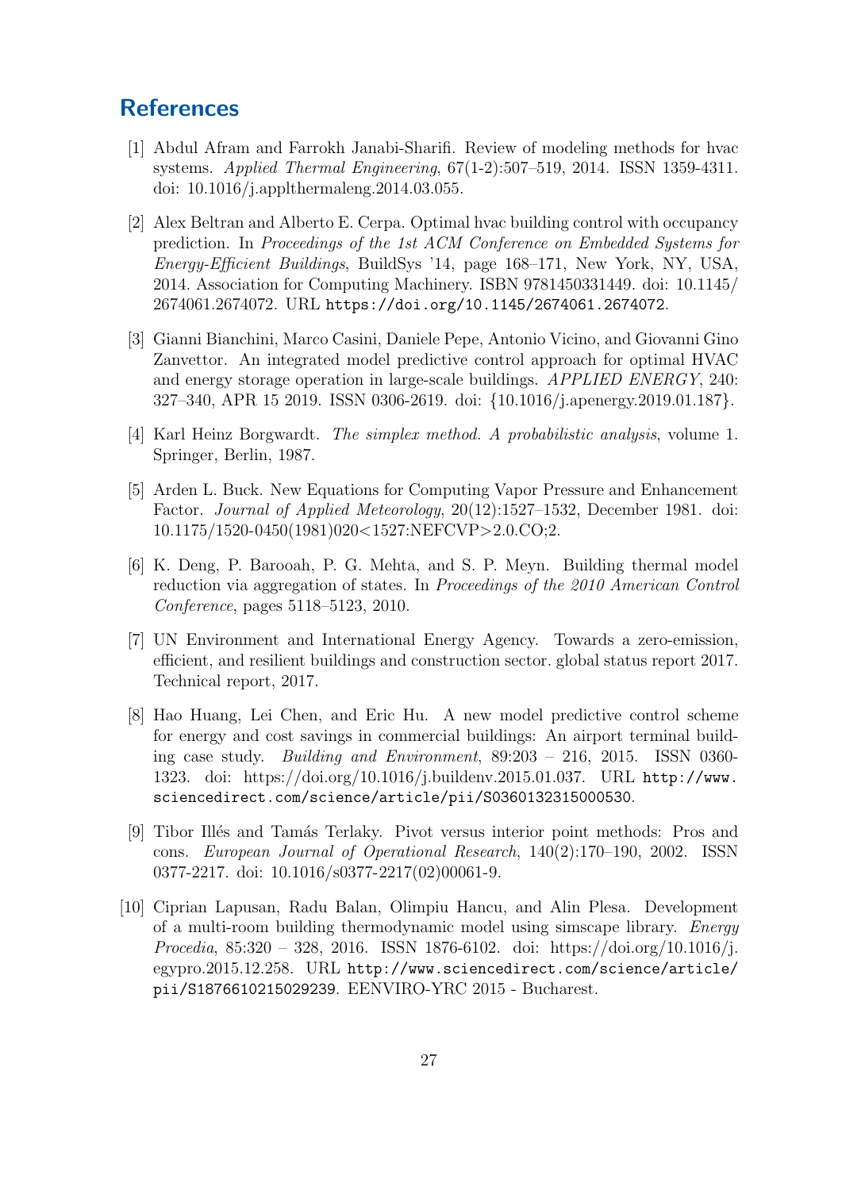# References

[1] Abdul Afram and Farrokh Janabi-Sharifi. Review of modeling methods for hvac systems. *Applied Thermal Engineering*, 67(1-2):507–519, 2014. ISSN 1359-4311. doi: 10.1016/j.applthermaleng.2014.03.055.

[2] Alex Beltran and Alberto E. Cerpa. Optimal hvac building control with occupancy prediction. In *Proceedings of the 1st ACM Conference on Embedded Systems for Energy-Efficient Buildings*, BuildSys '14, page 168–171, New York, NY, USA, 2014. Association for Computing Machinery. ISBN 9781450331449. doi: 10.1145/2674061.2674072. URL `https://doi.org/10.1145/2674061.2674072`.

[3] Gianni Bianchini, Marco Casini, Daniele Pepe, Antonio Vicino, and Giovanni Gino Zanvettor. An integrated model predictive control approach for optimal HVAC and energy storage operation in large-scale buildings. *APPLIED ENERGY*, 240: 327–340, APR 15 2019. ISSN 0306-2619. doi: {10.1016/j.apenergy.2019.01.187}.

[4] Karl Heinz Borgwardt. *The simplex method. A probabilistic analysis*, volume 1. Springer, Berlin, 1987.

[5] Arden L. Buck. New Equations for Computing Vapor Pressure and Enhancement Factor. *Journal of Applied Meteorology*, 20(12):1527–1532, December 1981. doi: 10.1175/1520-0450(1981)020<1527:NEFCVP>2.0.CO;2.

[6] K. Deng, P. Barooah, P. G. Mehta, and S. P. Meyn. Building thermal model reduction via aggregation of states. In *Proceedings of the 2010 American Control Conference*, pages 5118–5123, 2010.

[7] UN Environment and International Energy Agency. Towards a zero-emission, efficient, and resilient buildings and construction sector. global status report 2017. Technical report, 2017.

[8] Hao Huang, Lei Chen, and Eric Hu. A new model predictive control scheme for energy and cost savings in commercial buildings: An airport terminal building case study. *Building and Environment*, 89:203 – 216, 2015. ISSN 0360-1323. doi: https://doi.org/10.1016/j.buildenv.2015.01.037. URL `http://www.sciencedirect.com/science/article/pii/S0360132315000530`.

[9] Tibor Illés and Tamás Terlaky. Pivot versus interior point methods: Pros and cons. *European Journal of Operational Research*, 140(2):170–190, 2002. ISSN 0377-2217. doi: 10.1016/s0377-2217(02)00061-9.

[10] Ciprian Lapusan, Radu Balan, Olimpiu Hancu, and Alin Plesa. Development of a multi-room building thermodynamic model using simscape library. *Energy Procedia*, 85:320 – 328, 2016. ISSN 1876-6102. doi: https://doi.org/10.1016/j.egypro.2015.12.258. URL `http://www.sciencedirect.com/science/article/pii/S1876610215029239`. EENVIRO-YRC 2015 - Bucharest.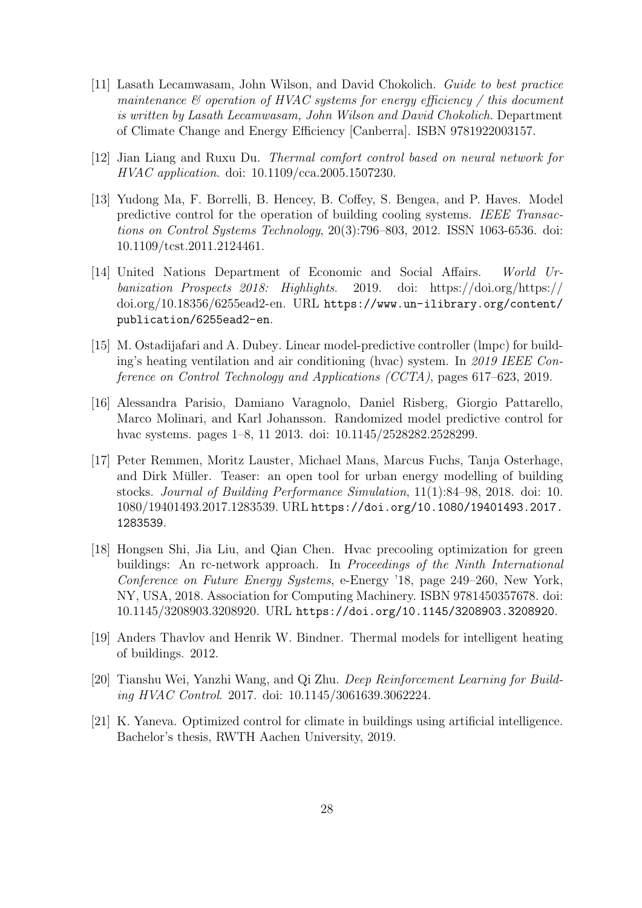[11] Lasath Lecamwasam, John Wilson, and David Chokolich. *Guide to best practice maintenance & operation of HVAC systems for energy efficiency / this document is written by Lasath Lecamwasam, John Wilson and David Chokolich*. Department of Climate Change and Energy Efficiency [Canberra]. ISBN 9781922003157.

[12] Jian Liang and Ruxu Du. *Thermal comfort control based on neural network for HVAC application*. doi: 10.1109/cca.2005.1507230.

[13] Yudong Ma, F. Borrelli, B. Hencey, B. Coffey, S. Bengea, and P. Haves. Model predictive control for the operation of building cooling systems. *IEEE Transactions on Control Systems Technology*, 20(3):796–803, 2012. ISSN 1063-6536. doi: 10.1109/tcst.2011.2124461.

[14] United Nations Department of Economic and Social Affairs. *World Urbanization Prospects 2018: Highlights*. 2019. doi: https://doi.org/https://doi.org/10.18356/6255ead2-en. URL `https://www.un-ilibrary.org/content/publication/6255ead2-en`.

[15] M. Ostadijafari and A. Dubey. Linear model-predictive controller (lmpc) for building's heating ventilation and air conditioning (hvac) system. In *2019 IEEE Conference on Control Technology and Applications (CCTA)*, pages 617–623, 2019.

[16] Alessandra Parisio, Damiano Varagnolo, Daniel Risberg, Giorgio Pattarello, Marco Molinari, and Karl Johansson. Randomized model predictive control for hvac systems. pages 1–8, 11 2013. doi: 10.1145/2528282.2528299.

[17] Peter Remmen, Moritz Lauster, Michael Mans, Marcus Fuchs, Tanja Osterhage, and Dirk Müller. Teaser: an open tool for urban energy modelling of building stocks. *Journal of Building Performance Simulation*, 11(1):84–98, 2018. doi: 10.1080/19401493.2017.1283539. URL `https://doi.org/10.1080/19401493.2017.1283539`.

[18] Hongsen Shi, Jia Liu, and Qian Chen. Hvac precooling optimization for green buildings: An rc-network approach. In *Proceedings of the Ninth International Conference on Future Energy Systems*, e-Energy '18, page 249–260, New York, NY, USA, 2018. Association for Computing Machinery. ISBN 9781450357678. doi: 10.1145/3208903.3208920. URL `https://doi.org/10.1145/3208903.3208920`.

[19] Anders Thavlov and Henrik W. Bindner. Thermal models for intelligent heating of buildings. 2012.

[20] Tianshu Wei, Yanzhi Wang, and Qi Zhu. *Deep Reinforcement Learning for Building HVAC Control*. 2017. doi: 10.1145/3061639.3062224.

[21] K. Yaneva. Optimized control for climate in buildings using artificial intelligence. Bachelor's thesis, RWTH Aachen University, 2019.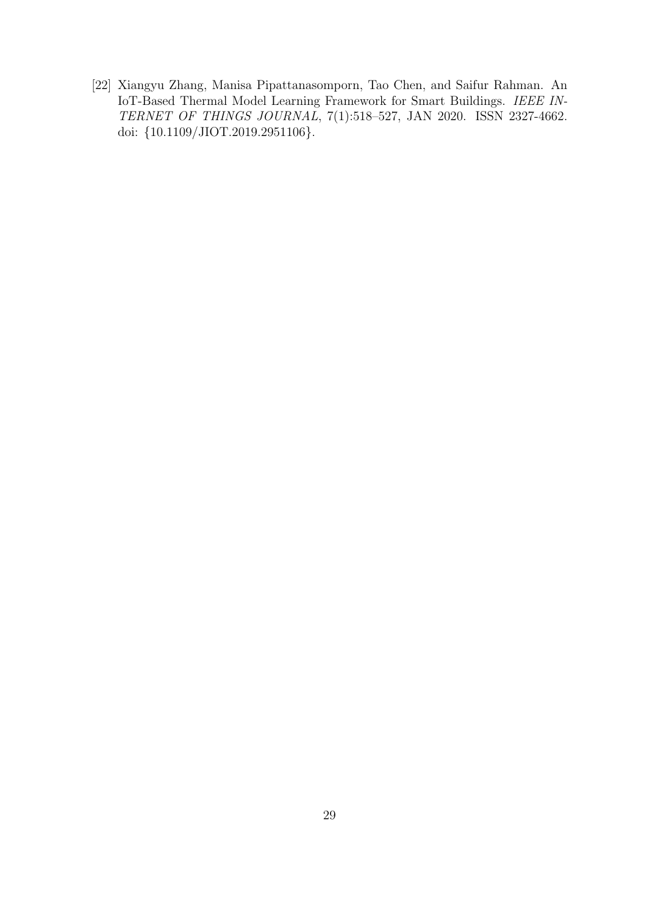[22] Xiangyu Zhang, Manisa Pipattanasomporn, Tao Chen, and Saifur Rahman. An IoT-Based Thermal Model Learning Framework for Smart Buildings. *IEEE INTERNET OF THINGS JOURNAL*, 7(1):518–527, JAN 2020. ISSN 2327-4662. doi: {10.1109/JIOT.2019.2951106}.